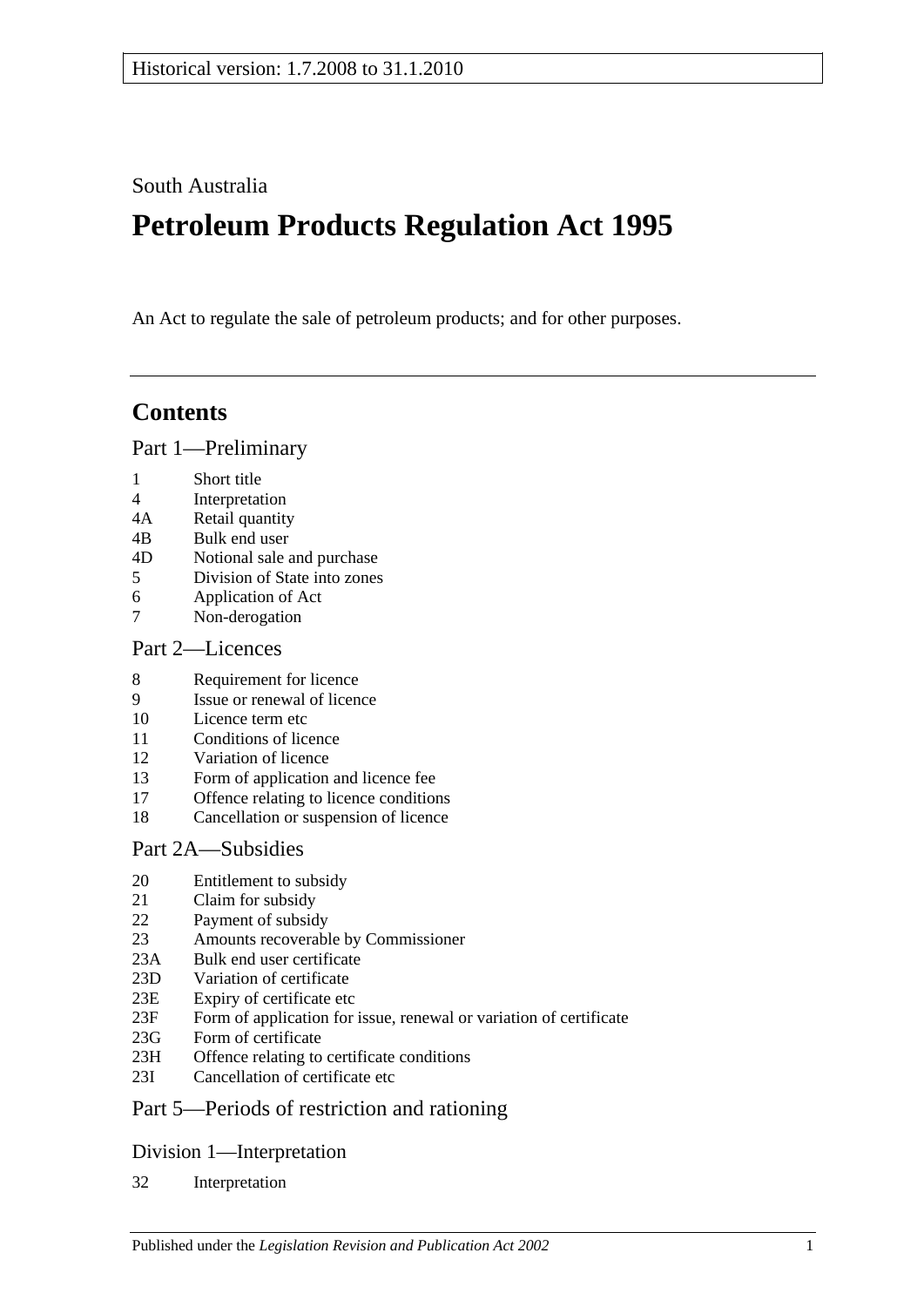Historical version: 1.7.2008 to 31.1.2010

South Australia

# Petroleum Products Regulation Act 1995

An Act to regulate the sale of petroleum products; and for other purposes.

## Contents

### Part 1—Preliminary

1 Short title
4 Interpretation
4A Retail quantity
4B Bulk end user
4D Notional sale and purchase
5 Division of State into zones
6 Application of Act
7 Non-derogation

### Part 2—Licences

8 Requirement for licence
9 Issue or renewal of licence
10 Licence term etc
11 Conditions of licence
12 Variation of licence
13 Form of application and licence fee
17 Offence relating to licence conditions
18 Cancellation or suspension of licence

### Part 2A—Subsidies

20 Entitlement to subsidy
21 Claim for subsidy
22 Payment of subsidy
23 Amounts recoverable by Commissioner
23A Bulk end user certificate
23D Variation of certificate
23E Expiry of certificate etc
23F Form of application for issue, renewal or variation of certificate
23G Form of certificate
23H Offence relating to certificate conditions
23I Cancellation of certificate etc

### Part 5—Periods of restriction and rationing

#### Division 1—Interpretation

32 Interpretation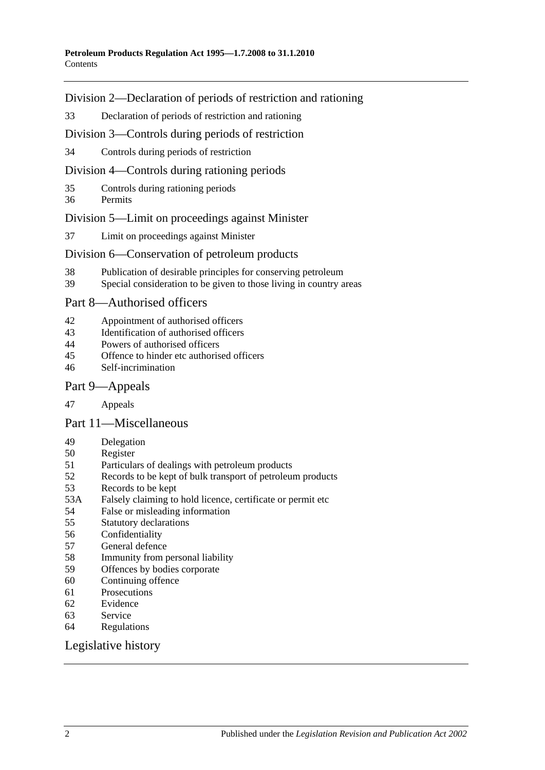## Division 2—Declaration of periods of restriction and rationing

33 Declaration of periods of restriction and rationing

## Division 3—Controls during periods of restriction

34 Controls during periods of restriction

## Division 4—Controls during rationing periods

35 Controls during rationing periods
36 Permits

## Division 5—Limit on proceedings against Minister

37 Limit on proceedings against Minister

## Division 6—Conservation of petroleum products

38 Publication of desirable principles for conserving petroleum
39 Special consideration to be given to those living in country areas

## Part 8—Authorised officers

42 Appointment of authorised officers
43 Identification of authorised officers
44 Powers of authorised officers
45 Offence to hinder etc authorised officers
46 Self-incrimination

## Part 9—Appeals

47 Appeals

## Part 11—Miscellaneous

49 Delegation
50 Register
51 Particulars of dealings with petroleum products
52 Records to be kept of bulk transport of petroleum products
53 Records to be kept
53A Falsely claiming to hold licence, certificate or permit etc
54 False or misleading information
55 Statutory declarations
56 Confidentiality
57 General defence
58 Immunity from personal liability
59 Offences by bodies corporate
60 Continuing offence
61 Prosecutions
62 Evidence
63 Service
64 Regulations

## Legislative history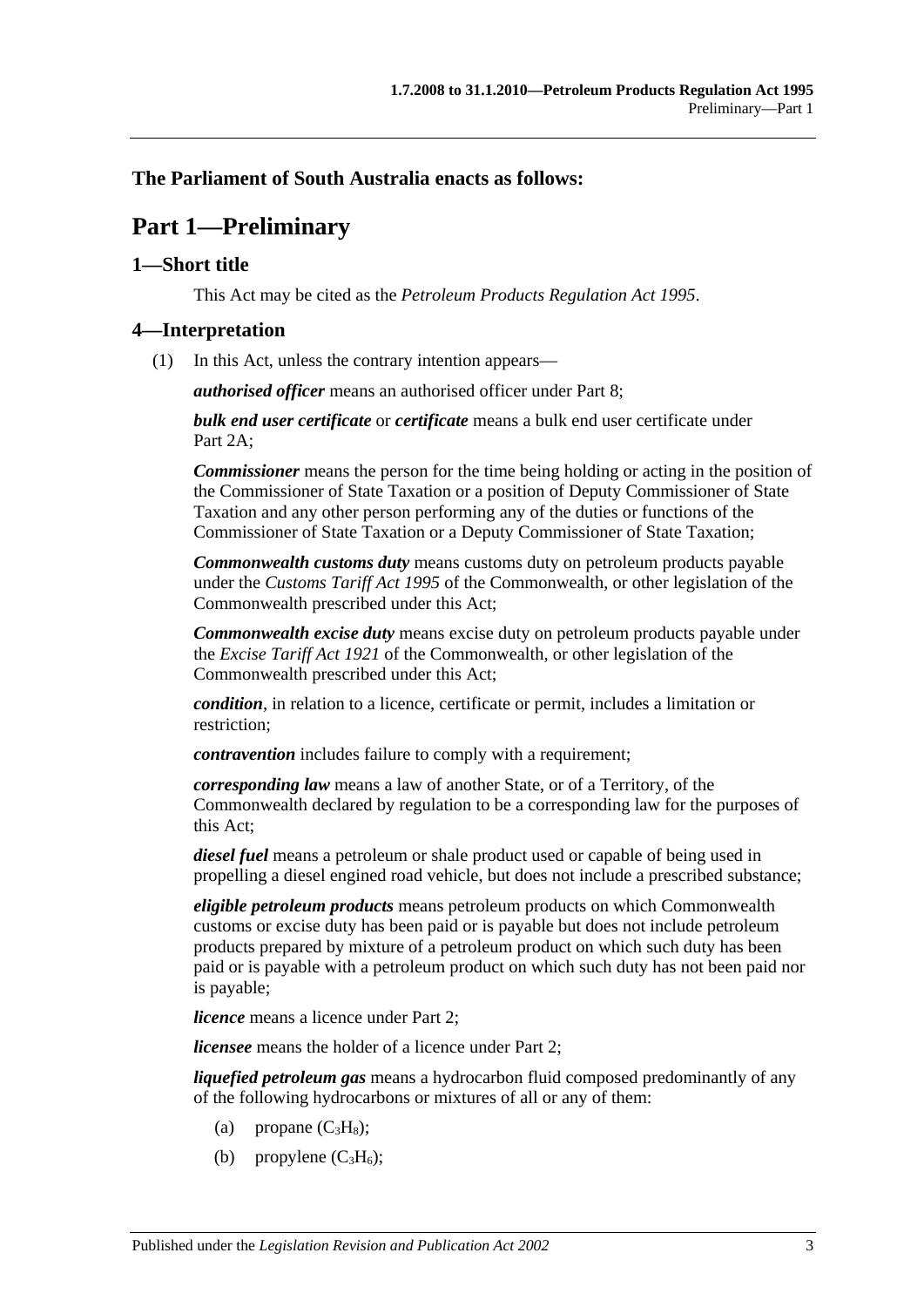**The Parliament of South Australia enacts as follows:**

# Part 1—Preliminary

## 1—Short title

This Act may be cited as the *Petroleum Products Regulation Act 1995*.

## 4—Interpretation

(1) In this Act, unless the contrary intention appears—

***authorised officer*** means an authorised officer under Part 8;

***bulk end user certificate*** or ***certificate*** means a bulk end user certificate under Part 2A;

***Commissioner*** means the person for the time being holding or acting in the position of the Commissioner of State Taxation or a position of Deputy Commissioner of State Taxation and any other person performing any of the duties or functions of the Commissioner of State Taxation or a Deputy Commissioner of State Taxation;

***Commonwealth customs duty*** means customs duty on petroleum products payable under the *Customs Tariff Act 1995* of the Commonwealth, or other legislation of the Commonwealth prescribed under this Act;

***Commonwealth excise duty*** means excise duty on petroleum products payable under the *Excise Tariff Act 1921* of the Commonwealth, or other legislation of the Commonwealth prescribed under this Act;

***condition***, in relation to a licence, certificate or permit, includes a limitation or restriction;

***contravention*** includes failure to comply with a requirement;

***corresponding law*** means a law of another State, or of a Territory, of the Commonwealth declared by regulation to be a corresponding law for the purposes of this Act;

***diesel fuel*** means a petroleum or shale product used or capable of being used in propelling a diesel engined road vehicle, but does not include a prescribed substance;

***eligible petroleum products*** means petroleum products on which Commonwealth customs or excise duty has been paid or is payable but does not include petroleum products prepared by mixture of a petroleum product on which such duty has been paid or is payable with a petroleum product on which such duty has not been paid nor is payable;

***licence*** means a licence under Part 2;

***licensee*** means the holder of a licence under Part 2;

***liquefied petroleum gas*** means a hydrocarbon fluid composed predominantly of any of the following hydrocarbons or mixtures of all or any of them:

(a) propane ($C_3H_8$);

(b) propylene ($C_3H_6$);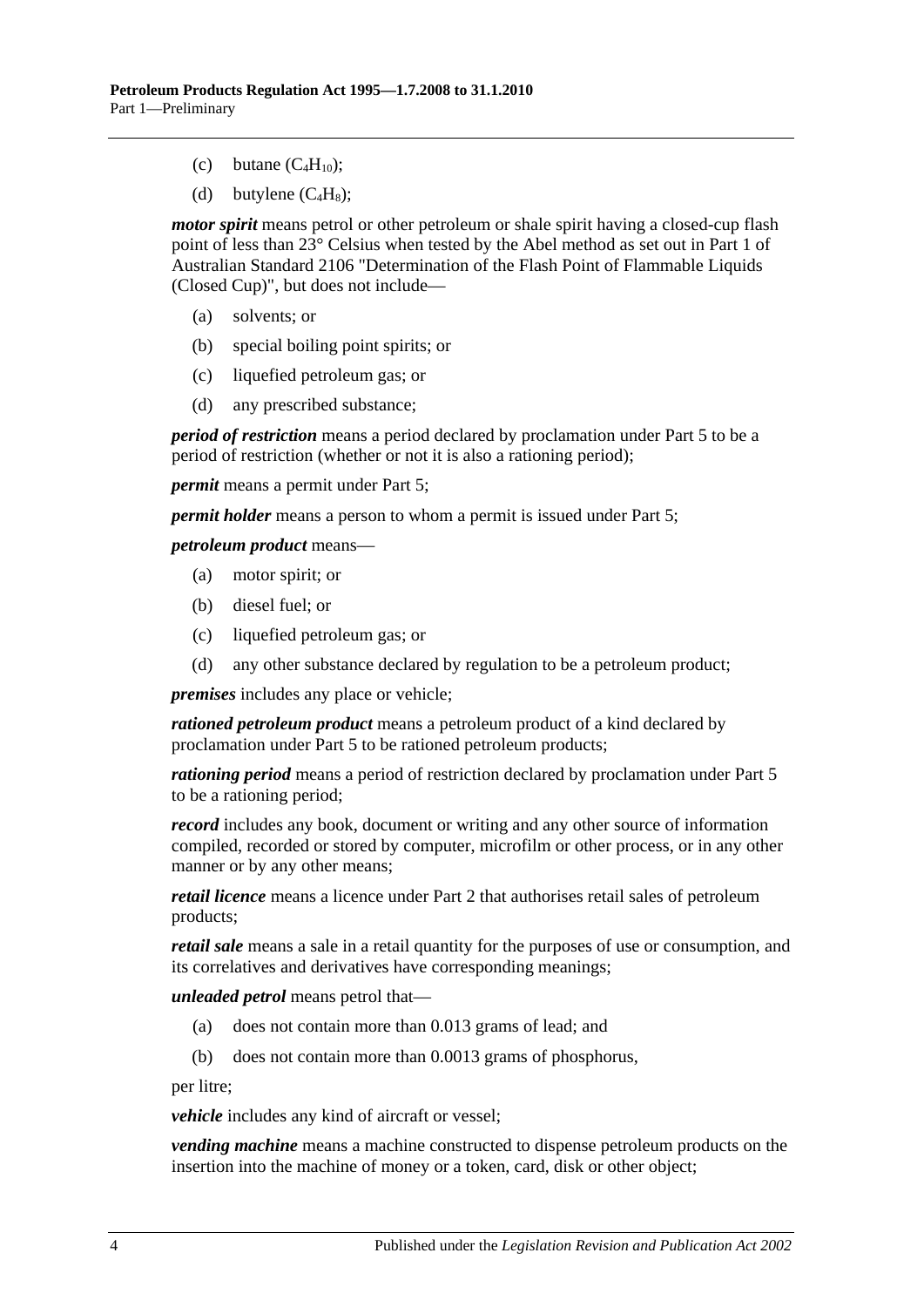(c) butane ($C_4H_{10}$);

(d) butylene ($C_4H_8$);

***motor spirit*** means petrol or other petroleum or shale spirit having a closed-cup flash point of less than 23° Celsius when tested by the Abel method as set out in Part 1 of Australian Standard 2106 "Determination of the Flash Point of Flammable Liquids (Closed Cup)", but does not include—

(a) solvents; or

(b) special boiling point spirits; or

(c) liquefied petroleum gas; or

(d) any prescribed substance;

***period of restriction*** means a period declared by proclamation under Part 5 to be a period of restriction (whether or not it is also a rationing period);

***permit*** means a permit under Part 5;

***permit holder*** means a person to whom a permit is issued under Part 5;

***petroleum product*** means—

(a) motor spirit; or

(b) diesel fuel; or

(c) liquefied petroleum gas; or

(d) any other substance declared by regulation to be a petroleum product;

***premises*** includes any place or vehicle;

***rationed petroleum product*** means a petroleum product of a kind declared by proclamation under Part 5 to be rationed petroleum products;

***rationing period*** means a period of restriction declared by proclamation under Part 5 to be a rationing period;

***record*** includes any book, document or writing and any other source of information compiled, recorded or stored by computer, microfilm or other process, or in any other manner or by any other means;

***retail licence*** means a licence under Part 2 that authorises retail sales of petroleum products;

***retail sale*** means a sale in a retail quantity for the purposes of use or consumption, and its correlatives and derivatives have corresponding meanings;

***unleaded petrol*** means petrol that—

(a) does not contain more than 0.013 grams of lead; and

(b) does not contain more than 0.0013 grams of phosphorus,

per litre;

***vehicle*** includes any kind of aircraft or vessel;

***vending machine*** means a machine constructed to dispense petroleum products on the insertion into the machine of money or a token, card, disk or other object;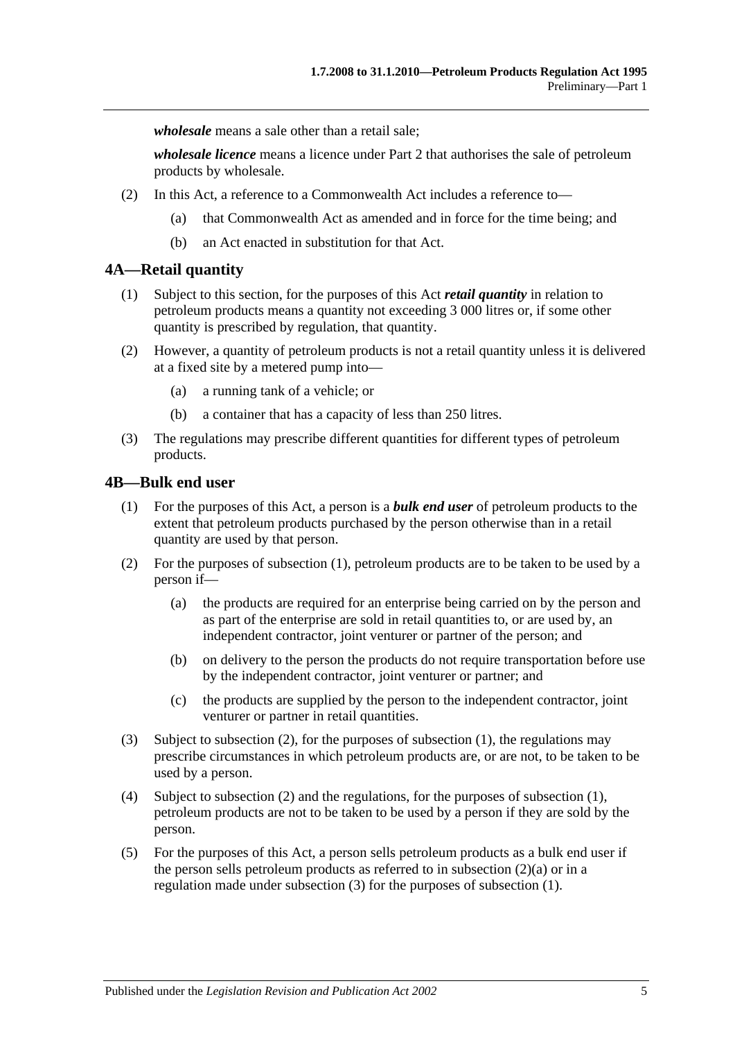***wholesale*** means a sale other than a retail sale;

***wholesale licence*** means a licence under Part 2 that authorises the sale of petroleum products by wholesale.

(2) In this Act, a reference to a Commonwealth Act includes a reference to—

(a) that Commonwealth Act as amended and in force for the time being; and

(b) an Act enacted in substitution for that Act.

## 4A—Retail quantity

(1) Subject to this section, for the purposes of this Act ***retail quantity*** in relation to petroleum products means a quantity not exceeding 3 000 litres or, if some other quantity is prescribed by regulation, that quantity.

(2) However, a quantity of petroleum products is not a retail quantity unless it is delivered at a fixed site by a metered pump into—

(a) a running tank of a vehicle; or

(b) a container that has a capacity of less than 250 litres.

(3) The regulations may prescribe different quantities for different types of petroleum products.

## 4B—Bulk end user

(1) For the purposes of this Act, a person is a ***bulk end user*** of petroleum products to the extent that petroleum products purchased by the person otherwise than in a retail quantity are used by that person.

(2) For the purposes of subsection (1), petroleum products are to be taken to be used by a person if—

(a) the products are required for an enterprise being carried on by the person and as part of the enterprise are sold in retail quantities to, or are used by, an independent contractor, joint venturer or partner of the person; and

(b) on delivery to the person the products do not require transportation before use by the independent contractor, joint venturer or partner; and

(c) the products are supplied by the person to the independent contractor, joint venturer or partner in retail quantities.

(3) Subject to subsection (2), for the purposes of subsection (1), the regulations may prescribe circumstances in which petroleum products are, or are not, to be taken to be used by a person.

(4) Subject to subsection (2) and the regulations, for the purposes of subsection (1), petroleum products are not to be taken to be used by a person if they are sold by the person.

(5) For the purposes of this Act, a person sells petroleum products as a bulk end user if the person sells petroleum products as referred to in subsection (2)(a) or in a regulation made under subsection (3) for the purposes of subsection (1).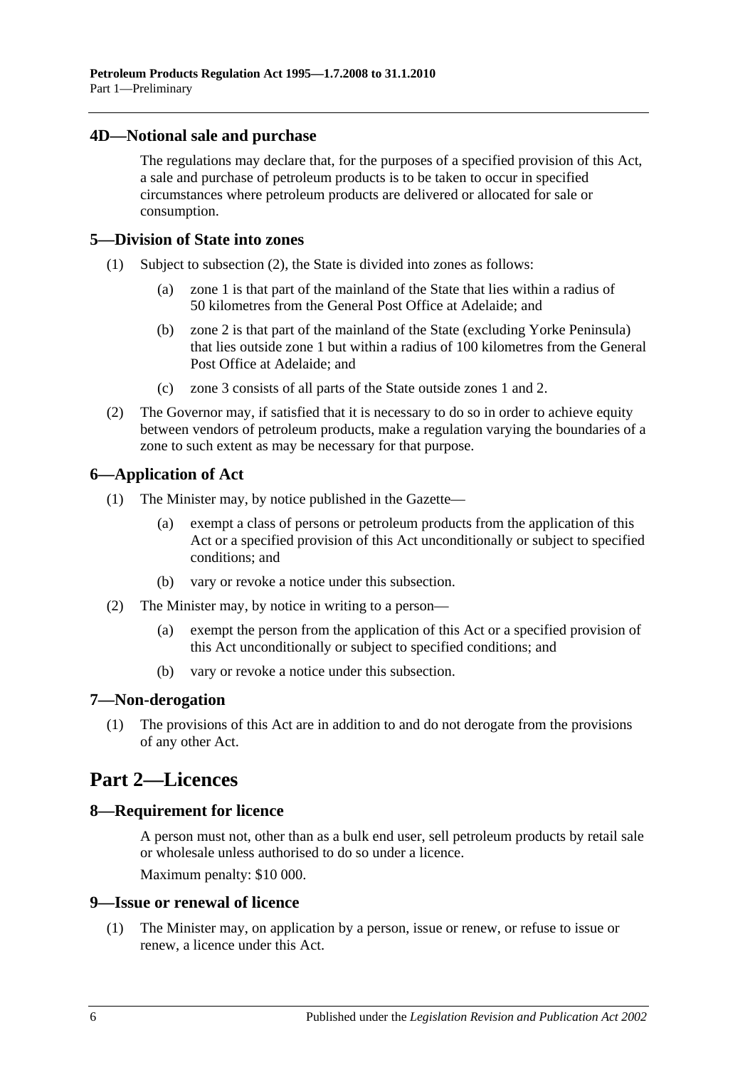## 4D—Notional sale and purchase

The regulations may declare that, for the purposes of a specified provision of this Act, a sale and purchase of petroleum products is to be taken to occur in specified circumstances where petroleum products are delivered or allocated for sale or consumption.

## 5—Division of State into zones

(1) Subject to subsection (2), the State is divided into zones as follows:

(a) zone 1 is that part of the mainland of the State that lies within a radius of 50 kilometres from the General Post Office at Adelaide; and

(b) zone 2 is that part of the mainland of the State (excluding Yorke Peninsula) that lies outside zone 1 but within a radius of 100 kilometres from the General Post Office at Adelaide; and

(c) zone 3 consists of all parts of the State outside zones 1 and 2.

(2) The Governor may, if satisfied that it is necessary to do so in order to achieve equity between vendors of petroleum products, make a regulation varying the boundaries of a zone to such extent as may be necessary for that purpose.

## 6—Application of Act

(1) The Minister may, by notice published in the Gazette—

(a) exempt a class of persons or petroleum products from the application of this Act or a specified provision of this Act unconditionally or subject to specified conditions; and

(b) vary or revoke a notice under this subsection.

(2) The Minister may, by notice in writing to a person—

(a) exempt the person from the application of this Act or a specified provision of this Act unconditionally or subject to specified conditions; and

(b) vary or revoke a notice under this subsection.

## 7—Non-derogation

(1) The provisions of this Act are in addition to and do not derogate from the provisions of any other Act.

# Part 2—Licences

## 8—Requirement for licence

A person must not, other than as a bulk end user, sell petroleum products by retail sale or wholesale unless authorised to do so under a licence.

Maximum penalty: $10 000.

## 9—Issue or renewal of licence

(1) The Minister may, on application by a person, issue or renew, or refuse to issue or renew, a licence under this Act.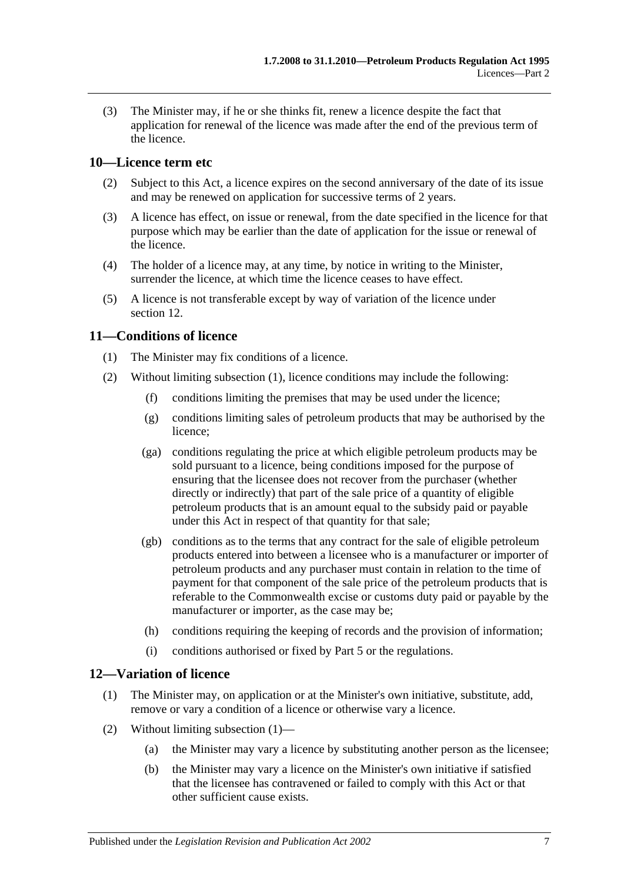(3) The Minister may, if he or she thinks fit, renew a licence despite the fact that application for renewal of the licence was made after the end of the previous term of the licence.

## 10—Licence term etc

(2) Subject to this Act, a licence expires on the second anniversary of the date of its issue and may be renewed on application for successive terms of 2 years.

(3) A licence has effect, on issue or renewal, from the date specified in the licence for that purpose which may be earlier than the date of application for the issue or renewal of the licence.

(4) The holder of a licence may, at any time, by notice in writing to the Minister, surrender the licence, at which time the licence ceases to have effect.

(5) A licence is not transferable except by way of variation of the licence under section 12.

## 11—Conditions of licence

(1) The Minister may fix conditions of a licence.

(2) Without limiting subsection (1), licence conditions may include the following:

- (f) conditions limiting the premises that may be used under the licence;
- (g) conditions limiting sales of petroleum products that may be authorised by the licence;
- (ga) conditions regulating the price at which eligible petroleum products may be sold pursuant to a licence, being conditions imposed for the purpose of ensuring that the licensee does not recover from the purchaser (whether directly or indirectly) that part of the sale price of a quantity of eligible petroleum products that is an amount equal to the subsidy paid or payable under this Act in respect of that quantity for that sale;
- (gb) conditions as to the terms that any contract for the sale of eligible petroleum products entered into between a licensee who is a manufacturer or importer of petroleum products and any purchaser must contain in relation to the time of payment for that component of the sale price of the petroleum products that is referable to the Commonwealth excise or customs duty paid or payable by the manufacturer or importer, as the case may be;
- (h) conditions requiring the keeping of records and the provision of information;
- (i) conditions authorised or fixed by Part 5 or the regulations.

## 12—Variation of licence

(1) The Minister may, on application or at the Minister's own initiative, substitute, add, remove or vary a condition of a licence or otherwise vary a licence.

(2) Without limiting subsection (1)—

- (a) the Minister may vary a licence by substituting another person as the licensee;
- (b) the Minister may vary a licence on the Minister's own initiative if satisfied that the licensee has contravened or failed to comply with this Act or that other sufficient cause exists.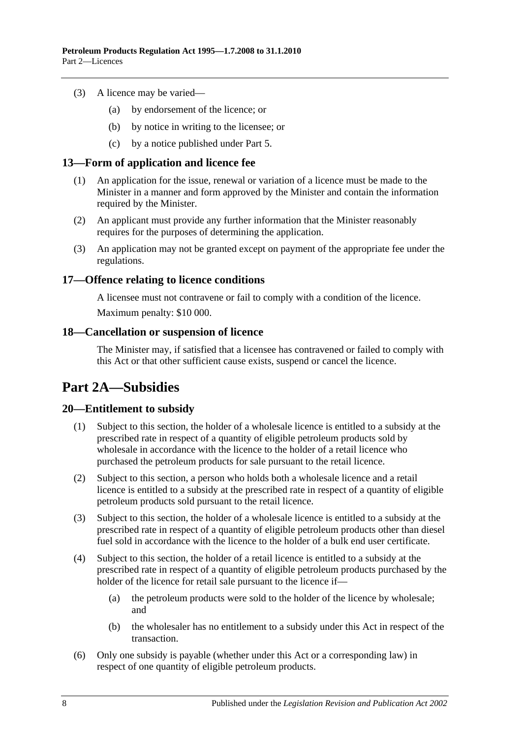(3) A licence may be varied—

(a) by endorsement of the licence; or

(b) by notice in writing to the licensee; or

(c) by a notice published under Part 5.

### 13—Form of application and licence fee

(1) An application for the issue, renewal or variation of a licence must be made to the Minister in a manner and form approved by the Minister and contain the information required by the Minister.

(2) An applicant must provide any further information that the Minister reasonably requires for the purposes of determining the application.

(3) An application may not be granted except on payment of the appropriate fee under the regulations.

### 17—Offence relating to licence conditions

A licensee must not contravene or fail to comply with a condition of the licence.

Maximum penalty: $10 000.

### 18—Cancellation or suspension of licence

The Minister may, if satisfied that a licensee has contravened or failed to comply with this Act or that other sufficient cause exists, suspend or cancel the licence.

## Part 2A—Subsidies

### 20—Entitlement to subsidy

(1) Subject to this section, the holder of a wholesale licence is entitled to a subsidy at the prescribed rate in respect of a quantity of eligible petroleum products sold by wholesale in accordance with the licence to the holder of a retail licence who purchased the petroleum products for sale pursuant to the retail licence.

(2) Subject to this section, a person who holds both a wholesale licence and a retail licence is entitled to a subsidy at the prescribed rate in respect of a quantity of eligible petroleum products sold pursuant to the retail licence.

(3) Subject to this section, the holder of a wholesale licence is entitled to a subsidy at the prescribed rate in respect of a quantity of eligible petroleum products other than diesel fuel sold in accordance with the licence to the holder of a bulk end user certificate.

(4) Subject to this section, the holder of a retail licence is entitled to a subsidy at the prescribed rate in respect of a quantity of eligible petroleum products purchased by the holder of the licence for retail sale pursuant to the licence if—

(a) the petroleum products were sold to the holder of the licence by wholesale; and

(b) the wholesaler has no entitlement to a subsidy under this Act in respect of the transaction.

(6) Only one subsidy is payable (whether under this Act or a corresponding law) in respect of one quantity of eligible petroleum products.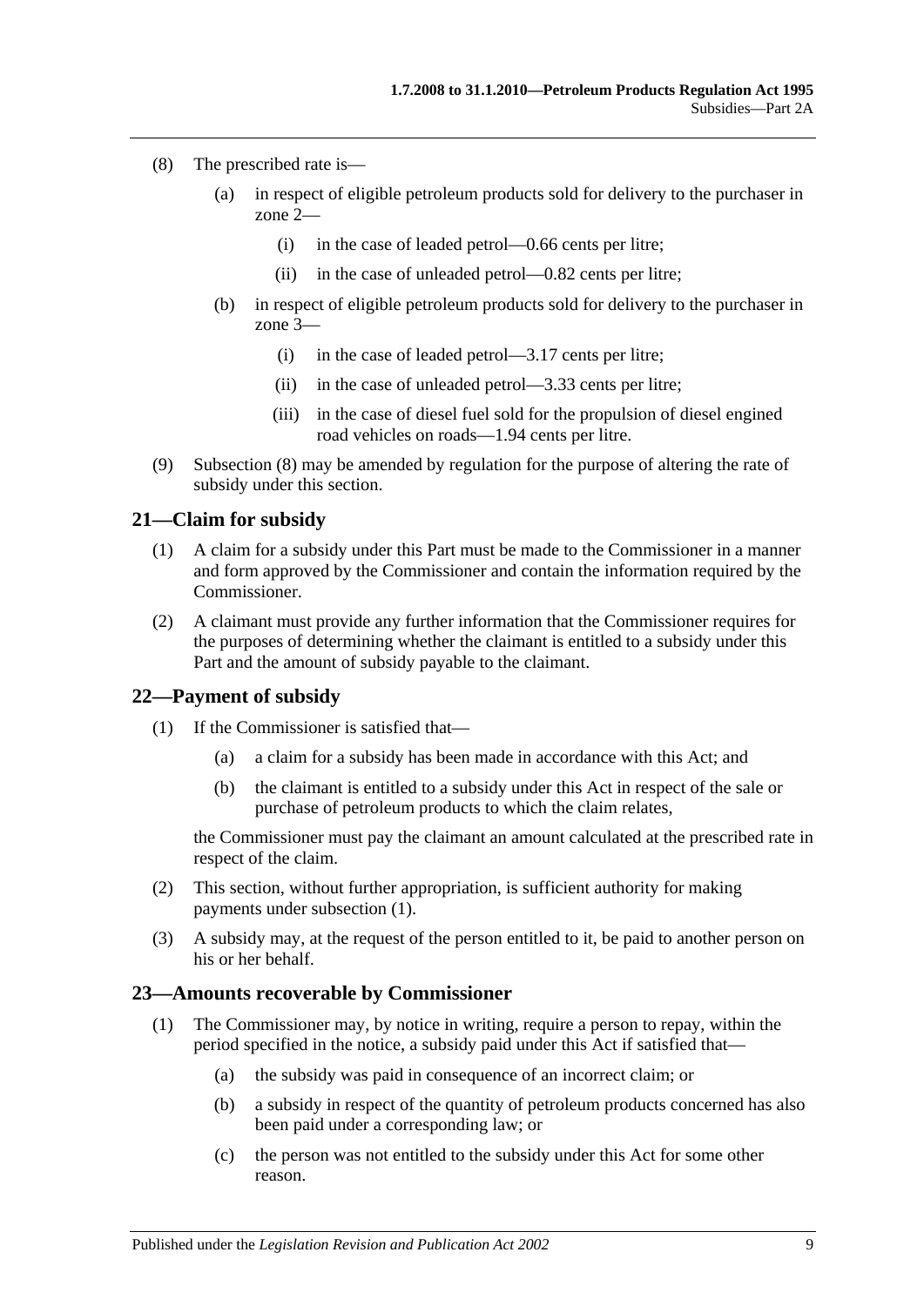(8) The prescribed rate is—

(a) in respect of eligible petroleum products sold for delivery to the purchaser in zone 2—

(i) in the case of leaded petrol—0.66 cents per litre;

(ii) in the case of unleaded petrol—0.82 cents per litre;

(b) in respect of eligible petroleum products sold for delivery to the purchaser in zone 3—

(i) in the case of leaded petrol—3.17 cents per litre;

(ii) in the case of unleaded petrol—3.33 cents per litre;

(iii) in the case of diesel fuel sold for the propulsion of diesel engined road vehicles on roads—1.94 cents per litre.

(9) Subsection (8) may be amended by regulation for the purpose of altering the rate of subsidy under this section.

## 21—Claim for subsidy

(1) A claim for a subsidy under this Part must be made to the Commissioner in a manner and form approved by the Commissioner and contain the information required by the Commissioner.

(2) A claimant must provide any further information that the Commissioner requires for the purposes of determining whether the claimant is entitled to a subsidy under this Part and the amount of subsidy payable to the claimant.

## 22—Payment of subsidy

(1) If the Commissioner is satisfied that—

(a) a claim for a subsidy has been made in accordance with this Act; and

(b) the claimant is entitled to a subsidy under this Act in respect of the sale or purchase of petroleum products to which the claim relates,

the Commissioner must pay the claimant an amount calculated at the prescribed rate in respect of the claim.

(2) This section, without further appropriation, is sufficient authority for making payments under subsection (1).

(3) A subsidy may, at the request of the person entitled to it, be paid to another person on his or her behalf.

## 23—Amounts recoverable by Commissioner

(1) The Commissioner may, by notice in writing, require a person to repay, within the period specified in the notice, a subsidy paid under this Act if satisfied that—

(a) the subsidy was paid in consequence of an incorrect claim; or

(b) a subsidy in respect of the quantity of petroleum products concerned has also been paid under a corresponding law; or

(c) the person was not entitled to the subsidy under this Act for some other reason.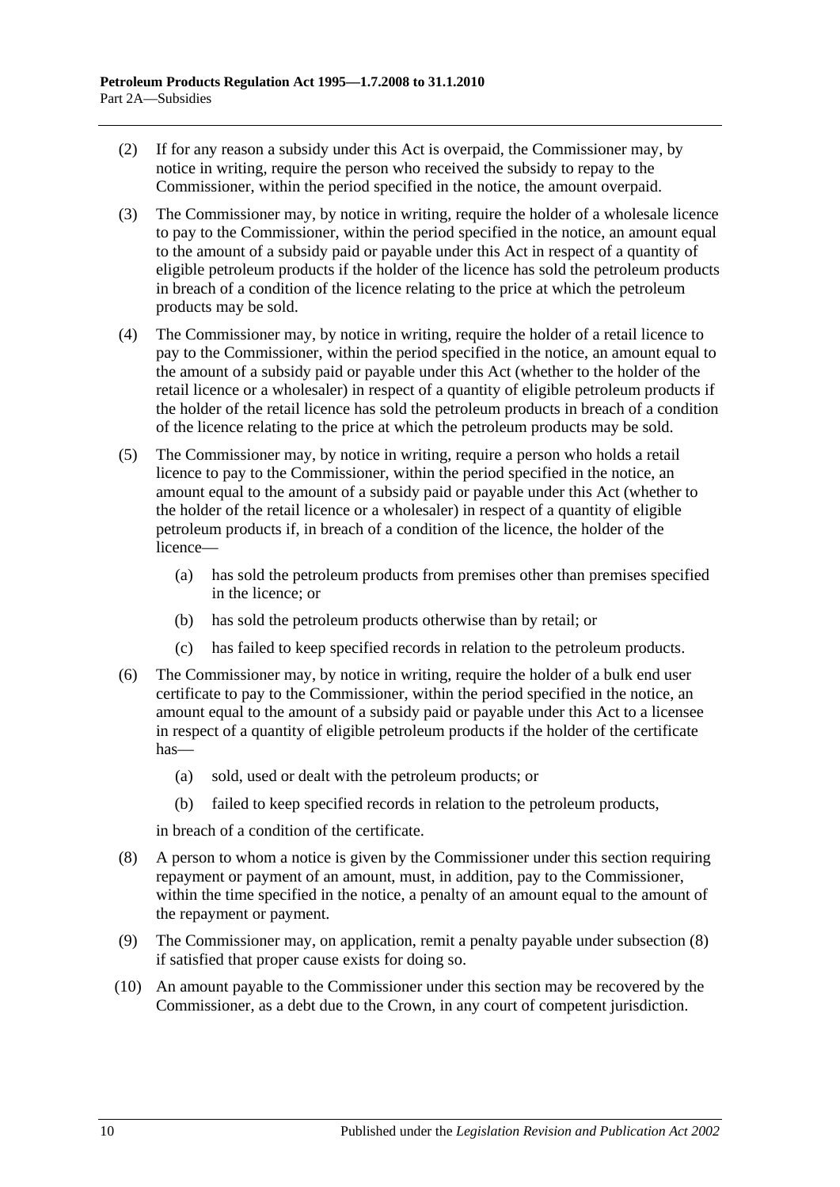(2) If for any reason a subsidy under this Act is overpaid, the Commissioner may, by notice in writing, require the person who received the subsidy to repay to the Commissioner, within the period specified in the notice, the amount overpaid.

(3) The Commissioner may, by notice in writing, require the holder of a wholesale licence to pay to the Commissioner, within the period specified in the notice, an amount equal to the amount of a subsidy paid or payable under this Act in respect of a quantity of eligible petroleum products if the holder of the licence has sold the petroleum products in breach of a condition of the licence relating to the price at which the petroleum products may be sold.

(4) The Commissioner may, by notice in writing, require the holder of a retail licence to pay to the Commissioner, within the period specified in the notice, an amount equal to the amount of a subsidy paid or payable under this Act (whether to the holder of the retail licence or a wholesaler) in respect of a quantity of eligible petroleum products if the holder of the retail licence has sold the petroleum products in breach of a condition of the licence relating to the price at which the petroleum products may be sold.

(5) The Commissioner may, by notice in writing, require a person who holds a retail licence to pay to the Commissioner, within the period specified in the notice, an amount equal to the amount of a subsidy paid or payable under this Act (whether to the holder of the retail licence or a wholesaler) in respect of a quantity of eligible petroleum products if, in breach of a condition of the licence, the holder of the licence—

- (a) has sold the petroleum products from premises other than premises specified in the licence; or
- (b) has sold the petroleum products otherwise than by retail; or
- (c) has failed to keep specified records in relation to the petroleum products.

(6) The Commissioner may, by notice in writing, require the holder of a bulk end user certificate to pay to the Commissioner, within the period specified in the notice, an amount equal to the amount of a subsidy paid or payable under this Act to a licensee in respect of a quantity of eligible petroleum products if the holder of the certificate has—

- (a) sold, used or dealt with the petroleum products; or
- (b) failed to keep specified records in relation to the petroleum products,

in breach of a condition of the certificate.

(8) A person to whom a notice is given by the Commissioner under this section requiring repayment or payment of an amount, must, in addition, pay to the Commissioner, within the time specified in the notice, a penalty of an amount equal to the amount of the repayment or payment.

(9) The Commissioner may, on application, remit a penalty payable under subsection (8) if satisfied that proper cause exists for doing so.

(10) An amount payable to the Commissioner under this section may be recovered by the Commissioner, as a debt due to the Crown, in any court of competent jurisdiction.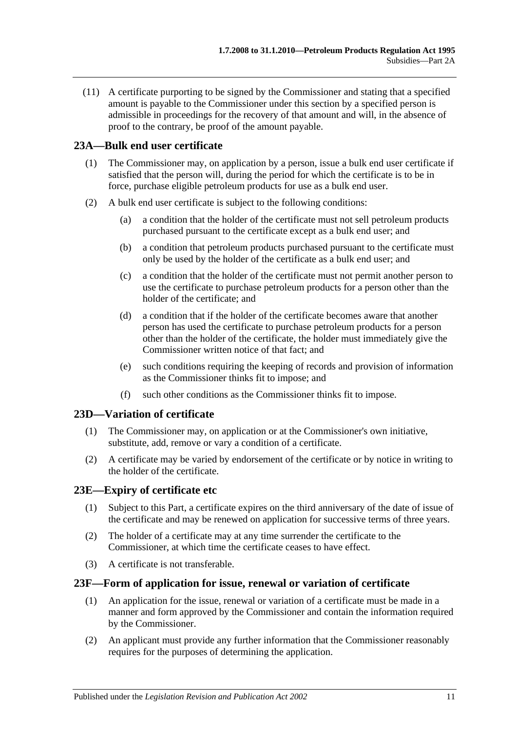(11) A certificate purporting to be signed by the Commissioner and stating that a specified amount is payable to the Commissioner under this section by a specified person is admissible in proceedings for the recovery of that amount and will, in the absence of proof to the contrary, be proof of the amount payable.

## 23A—Bulk end user certificate

(1) The Commissioner may, on application by a person, issue a bulk end user certificate if satisfied that the person will, during the period for which the certificate is to be in force, purchase eligible petroleum products for use as a bulk end user.

(2) A bulk end user certificate is subject to the following conditions:

(a) a condition that the holder of the certificate must not sell petroleum products purchased pursuant to the certificate except as a bulk end user; and

(b) a condition that petroleum products purchased pursuant to the certificate must only be used by the holder of the certificate as a bulk end user; and

(c) a condition that the holder of the certificate must not permit another person to use the certificate to purchase petroleum products for a person other than the holder of the certificate; and

(d) a condition that if the holder of the certificate becomes aware that another person has used the certificate to purchase petroleum products for a person other than the holder of the certificate, the holder must immediately give the Commissioner written notice of that fact; and

(e) such conditions requiring the keeping of records and provision of information as the Commissioner thinks fit to impose; and

(f) such other conditions as the Commissioner thinks fit to impose.

## 23D—Variation of certificate

(1) The Commissioner may, on application or at the Commissioner's own initiative, substitute, add, remove or vary a condition of a certificate.

(2) A certificate may be varied by endorsement of the certificate or by notice in writing to the holder of the certificate.

## 23E—Expiry of certificate etc

(1) Subject to this Part, a certificate expires on the third anniversary of the date of issue of the certificate and may be renewed on application for successive terms of three years.

(2) The holder of a certificate may at any time surrender the certificate to the Commissioner, at which time the certificate ceases to have effect.

(3) A certificate is not transferable.

## 23F—Form of application for issue, renewal or variation of certificate

(1) An application for the issue, renewal or variation of a certificate must be made in a manner and form approved by the Commissioner and contain the information required by the Commissioner.

(2) An applicant must provide any further information that the Commissioner reasonably requires for the purposes of determining the application.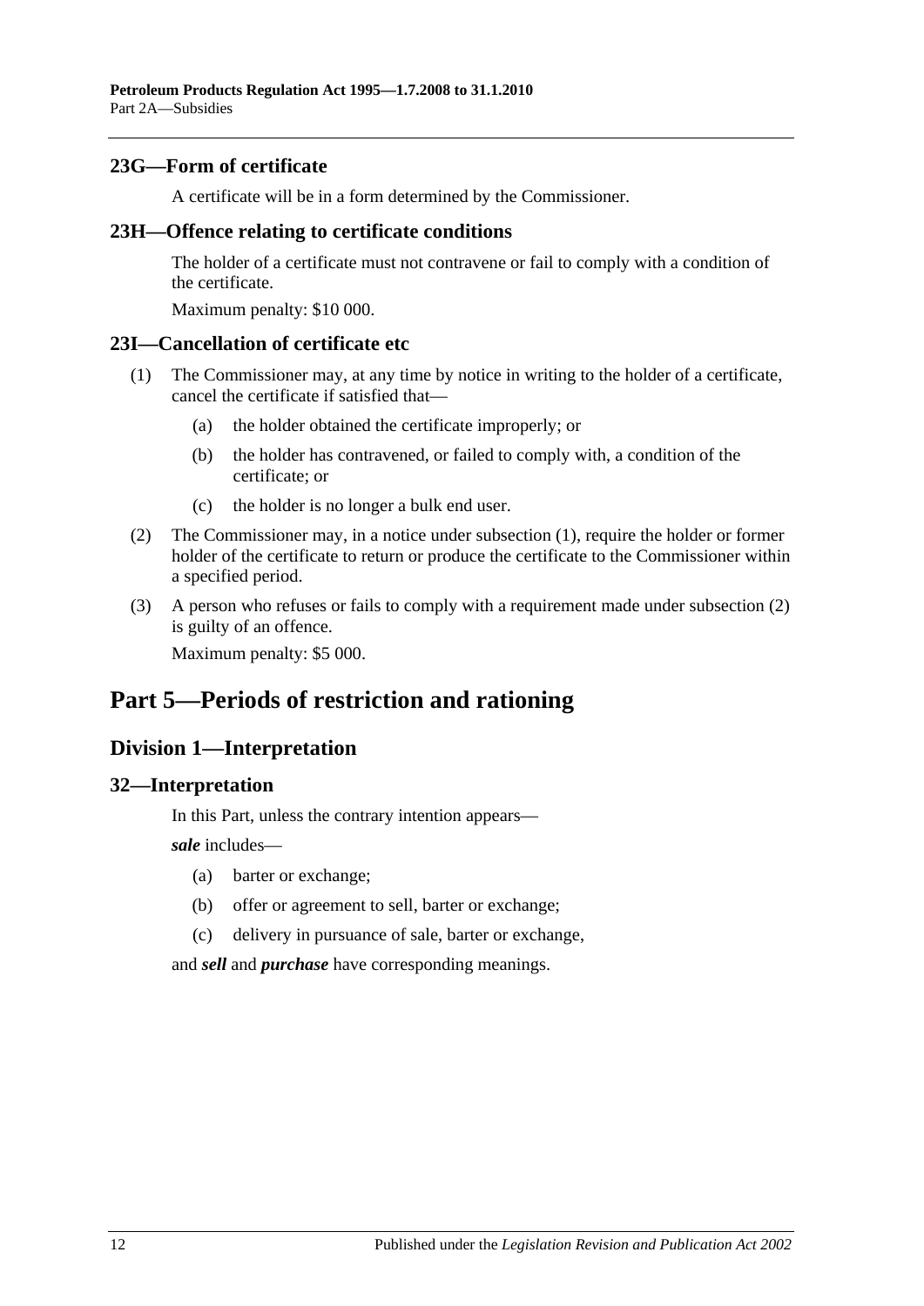### 23G—Form of certificate

A certificate will be in a form determined by the Commissioner.

### 23H—Offence relating to certificate conditions

The holder of a certificate must not contravene or fail to comply with a condition of the certificate.

Maximum penalty: $10 000.

### 23I—Cancellation of certificate etc

(1) The Commissioner may, at any time by notice in writing to the holder of a certificate, cancel the certificate if satisfied that—

   (a) the holder obtained the certificate improperly; or

   (b) the holder has contravened, or failed to comply with, a condition of the certificate; or

   (c) the holder is no longer a bulk end user.

(2) The Commissioner may, in a notice under subsection (1), require the holder or former holder of the certificate to return or produce the certificate to the Commissioner within a specified period.

(3) A person who refuses or fails to comply with a requirement made under subsection (2) is guilty of an offence.

Maximum penalty: $5 000.

# Part 5—Periods of restriction and rationing

## Division 1—Interpretation

### 32—Interpretation

In this Part, unless the contrary intention appears—

***sale*** includes—

   (a) barter or exchange;

   (b) offer or agreement to sell, barter or exchange;

   (c) delivery in pursuance of sale, barter or exchange,

and ***sell*** and ***purchase*** have corresponding meanings.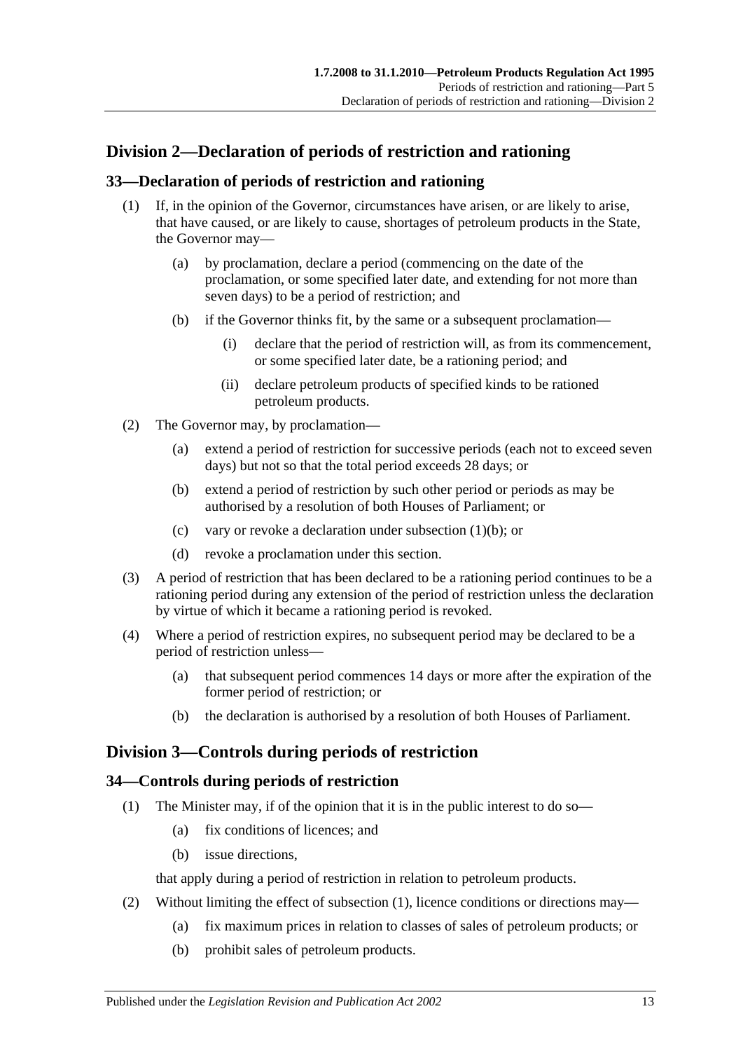## Division 2—Declaration of periods of restriction and rationing

### 33—Declaration of periods of restriction and rationing

(1) If, in the opinion of the Governor, circumstances have arisen, or are likely to arise, that have caused, or are likely to cause, shortages of petroleum products in the State, the Governor may—

(a) by proclamation, declare a period (commencing on the date of the proclamation, or some specified later date, and extending for not more than seven days) to be a period of restriction; and

(b) if the Governor thinks fit, by the same or a subsequent proclamation—

(i) declare that the period of restriction will, as from its commencement, or some specified later date, be a rationing period; and

(ii) declare petroleum products of specified kinds to be rationed petroleum products.

(2) The Governor may, by proclamation—

(a) extend a period of restriction for successive periods (each not to exceed seven days) but not so that the total period exceeds 28 days; or

(b) extend a period of restriction by such other period or periods as may be authorised by a resolution of both Houses of Parliament; or

(c) vary or revoke a declaration under subsection (1)(b); or

(d) revoke a proclamation under this section.

(3) A period of restriction that has been declared to be a rationing period continues to be a rationing period during any extension of the period of restriction unless the declaration by virtue of which it became a rationing period is revoked.

(4) Where a period of restriction expires, no subsequent period may be declared to be a period of restriction unless—

(a) that subsequent period commences 14 days or more after the expiration of the former period of restriction; or

(b) the declaration is authorised by a resolution of both Houses of Parliament.

## Division 3—Controls during periods of restriction

### 34—Controls during periods of restriction

(1) The Minister may, if of the opinion that it is in the public interest to do so—

(a) fix conditions of licences; and

(b) issue directions,

that apply during a period of restriction in relation to petroleum products.

(2) Without limiting the effect of subsection (1), licence conditions or directions may—

(a) fix maximum prices in relation to classes of sales of petroleum products; or

(b) prohibit sales of petroleum products.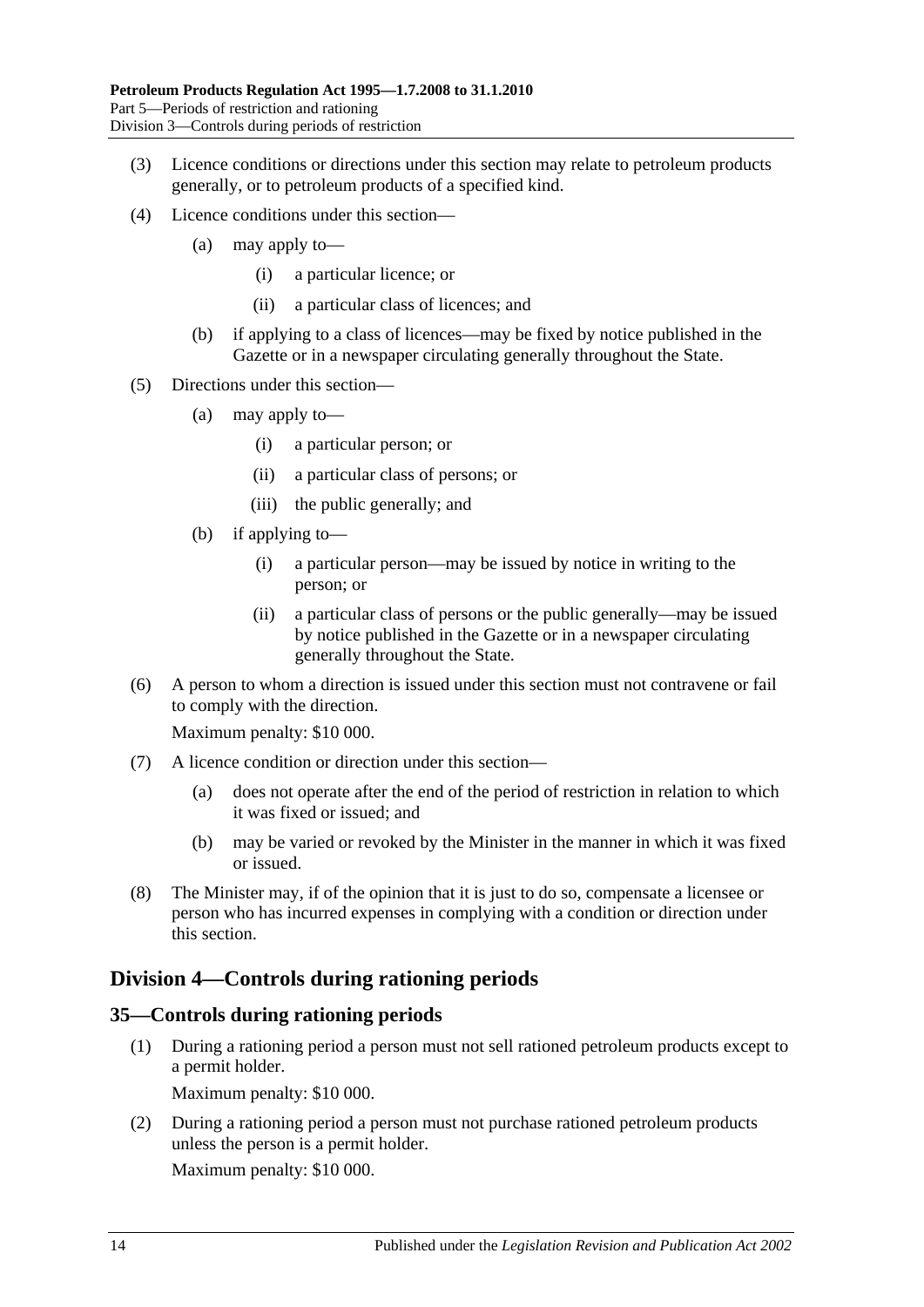(3) Licence conditions or directions under this section may relate to petroleum products generally, or to petroleum products of a specified kind.

(4) Licence conditions under this section—

(a) may apply to—

(i) a particular licence; or

(ii) a particular class of licences; and

(b) if applying to a class of licences—may be fixed by notice published in the Gazette or in a newspaper circulating generally throughout the State.

(5) Directions under this section—

(a) may apply to—

(i) a particular person; or

(ii) a particular class of persons; or

(iii) the public generally; and

(b) if applying to—

(i) a particular person—may be issued by notice in writing to the person; or

(ii) a particular class of persons or the public generally—may be issued by notice published in the Gazette or in a newspaper circulating generally throughout the State.

(6) A person to whom a direction is issued under this section must not contravene or fail to comply with the direction.

Maximum penalty: $10 000.

(7) A licence condition or direction under this section—

(a) does not operate after the end of the period of restriction in relation to which it was fixed or issued; and

(b) may be varied or revoked by the Minister in the manner in which it was fixed or issued.

(8) The Minister may, if of the opinion that it is just to do so, compensate a licensee or person who has incurred expenses in complying with a condition or direction under this section.

## Division 4—Controls during rationing periods

### 35—Controls during rationing periods

(1) During a rationing period a person must not sell rationed petroleum products except to a permit holder.

Maximum penalty: $10 000.

(2) During a rationing period a person must not purchase rationed petroleum products unless the person is a permit holder.

Maximum penalty: $10 000.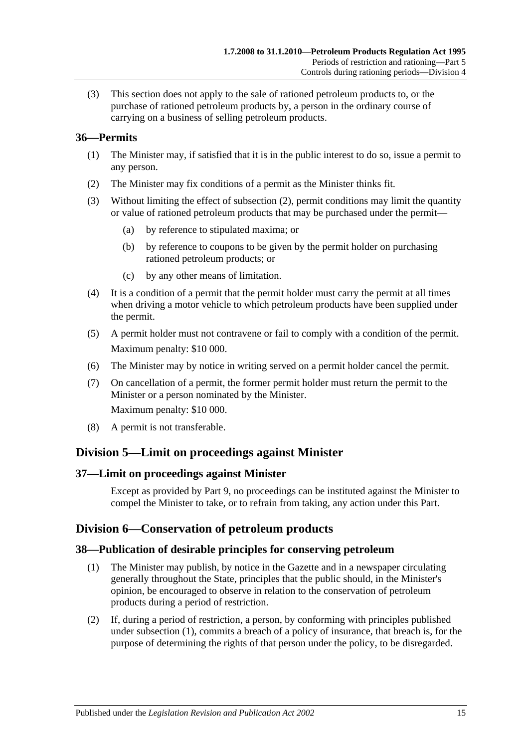(3) This section does not apply to the sale of rationed petroleum products to, or the purchase of rationed petroleum products by, a person in the ordinary course of carrying on a business of selling petroleum products.

### 36—Permits

(1) The Minister may, if satisfied that it is in the public interest to do so, issue a permit to any person.

(2) The Minister may fix conditions of a permit as the Minister thinks fit.

(3) Without limiting the effect of subsection (2), permit conditions may limit the quantity or value of rationed petroleum products that may be purchased under the permit—

(a) by reference to stipulated maxima; or

(b) by reference to coupons to be given by the permit holder on purchasing rationed petroleum products; or

(c) by any other means of limitation.

(4) It is a condition of a permit that the permit holder must carry the permit at all times when driving a motor vehicle to which petroleum products have been supplied under the permit.

(5) A permit holder must not contravene or fail to comply with a condition of the permit.

Maximum penalty: $10 000.

(6) The Minister may by notice in writing served on a permit holder cancel the permit.

(7) On cancellation of a permit, the former permit holder must return the permit to the Minister or a person nominated by the Minister.

Maximum penalty: $10 000.

(8) A permit is not transferable.

## Division 5—Limit on proceedings against Minister

### 37—Limit on proceedings against Minister

Except as provided by Part 9, no proceedings can be instituted against the Minister to compel the Minister to take, or to refrain from taking, any action under this Part.

## Division 6—Conservation of petroleum products

### 38—Publication of desirable principles for conserving petroleum

(1) The Minister may publish, by notice in the Gazette and in a newspaper circulating generally throughout the State, principles that the public should, in the Minister's opinion, be encouraged to observe in relation to the conservation of petroleum products during a period of restriction.

(2) If, during a period of restriction, a person, by conforming with principles published under subsection (1), commits a breach of a policy of insurance, that breach is, for the purpose of determining the rights of that person under the policy, to be disregarded.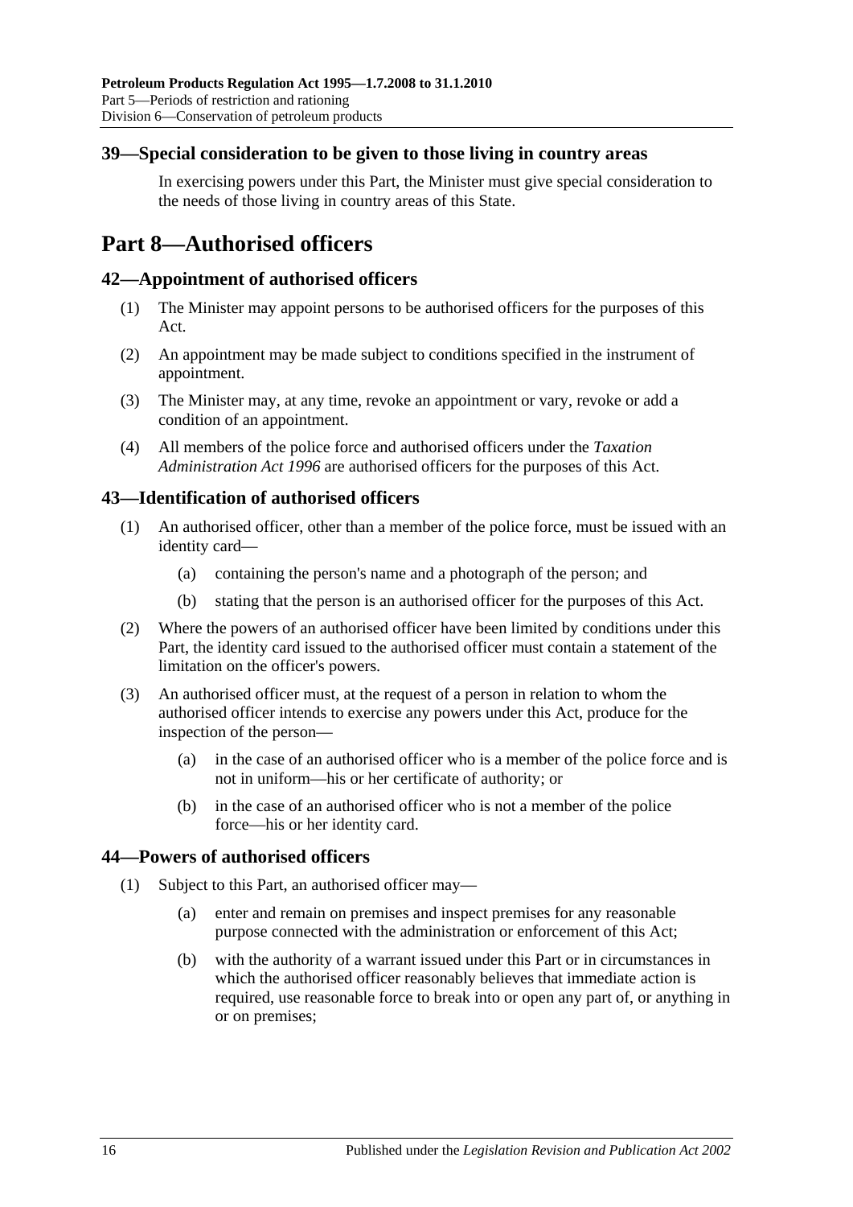## 39—Special consideration to be given to those living in country areas

In exercising powers under this Part, the Minister must give special consideration to the needs of those living in country areas of this State.

# Part 8—Authorised officers

## 42—Appointment of authorised officers

(1) The Minister may appoint persons to be authorised officers for the purposes of this Act.

(2) An appointment may be made subject to conditions specified in the instrument of appointment.

(3) The Minister may, at any time, revoke an appointment or vary, revoke or add a condition of an appointment.

(4) All members of the police force and authorised officers under the *Taxation Administration Act 1996* are authorised officers for the purposes of this Act.

## 43—Identification of authorised officers

(1) An authorised officer, other than a member of the police force, must be issued with an identity card—

(a) containing the person's name and a photograph of the person; and

(b) stating that the person is an authorised officer for the purposes of this Act.

(2) Where the powers of an authorised officer have been limited by conditions under this Part, the identity card issued to the authorised officer must contain a statement of the limitation on the officer's powers.

(3) An authorised officer must, at the request of a person in relation to whom the authorised officer intends to exercise any powers under this Act, produce for the inspection of the person—

(a) in the case of an authorised officer who is a member of the police force and is not in uniform—his or her certificate of authority; or

(b) in the case of an authorised officer who is not a member of the police force—his or her identity card.

## 44—Powers of authorised officers

(1) Subject to this Part, an authorised officer may—

(a) enter and remain on premises and inspect premises for any reasonable purpose connected with the administration or enforcement of this Act;

(b) with the authority of a warrant issued under this Part or in circumstances in which the authorised officer reasonably believes that immediate action is required, use reasonable force to break into or open any part of, or anything in or on premises;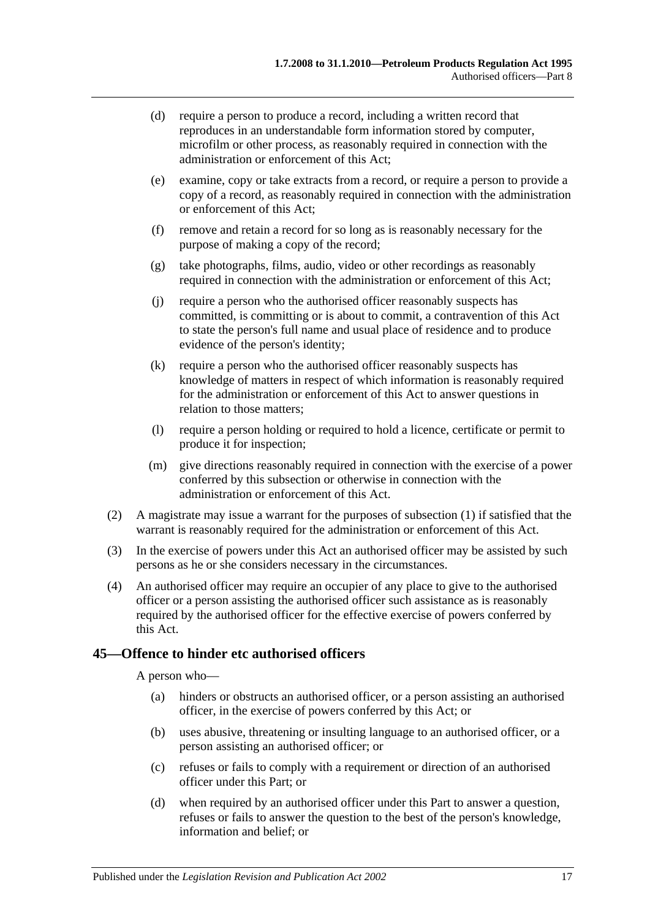(d) require a person to produce a record, including a written record that reproduces in an understandable form information stored by computer, microfilm or other process, as reasonably required in connection with the administration or enforcement of this Act;

(e) examine, copy or take extracts from a record, or require a person to provide a copy of a record, as reasonably required in connection with the administration or enforcement of this Act;

(f) remove and retain a record for so long as is reasonably necessary for the purpose of making a copy of the record;

(g) take photographs, films, audio, video or other recordings as reasonably required in connection with the administration or enforcement of this Act;

(j) require a person who the authorised officer reasonably suspects has committed, is committing or is about to commit, a contravention of this Act to state the person's full name and usual place of residence and to produce evidence of the person's identity;

(k) require a person who the authorised officer reasonably suspects has knowledge of matters in respect of which information is reasonably required for the administration or enforcement of this Act to answer questions in relation to those matters;

(l) require a person holding or required to hold a licence, certificate or permit to produce it for inspection;

(m) give directions reasonably required in connection with the exercise of a power conferred by this subsection or otherwise in connection with the administration or enforcement of this Act.

(2) A magistrate may issue a warrant for the purposes of subsection (1) if satisfied that the warrant is reasonably required for the administration or enforcement of this Act.

(3) In the exercise of powers under this Act an authorised officer may be assisted by such persons as he or she considers necessary in the circumstances.

(4) An authorised officer may require an occupier of any place to give to the authorised officer or a person assisting the authorised officer such assistance as is reasonably required by the authorised officer for the effective exercise of powers conferred by this Act.

## 45—Offence to hinder etc authorised officers

A person who—

(a) hinders or obstructs an authorised officer, or a person assisting an authorised officer, in the exercise of powers conferred by this Act; or

(b) uses abusive, threatening or insulting language to an authorised officer, or a person assisting an authorised officer; or

(c) refuses or fails to comply with a requirement or direction of an authorised officer under this Part; or

(d) when required by an authorised officer under this Part to answer a question, refuses or fails to answer the question to the best of the person's knowledge, information and belief; or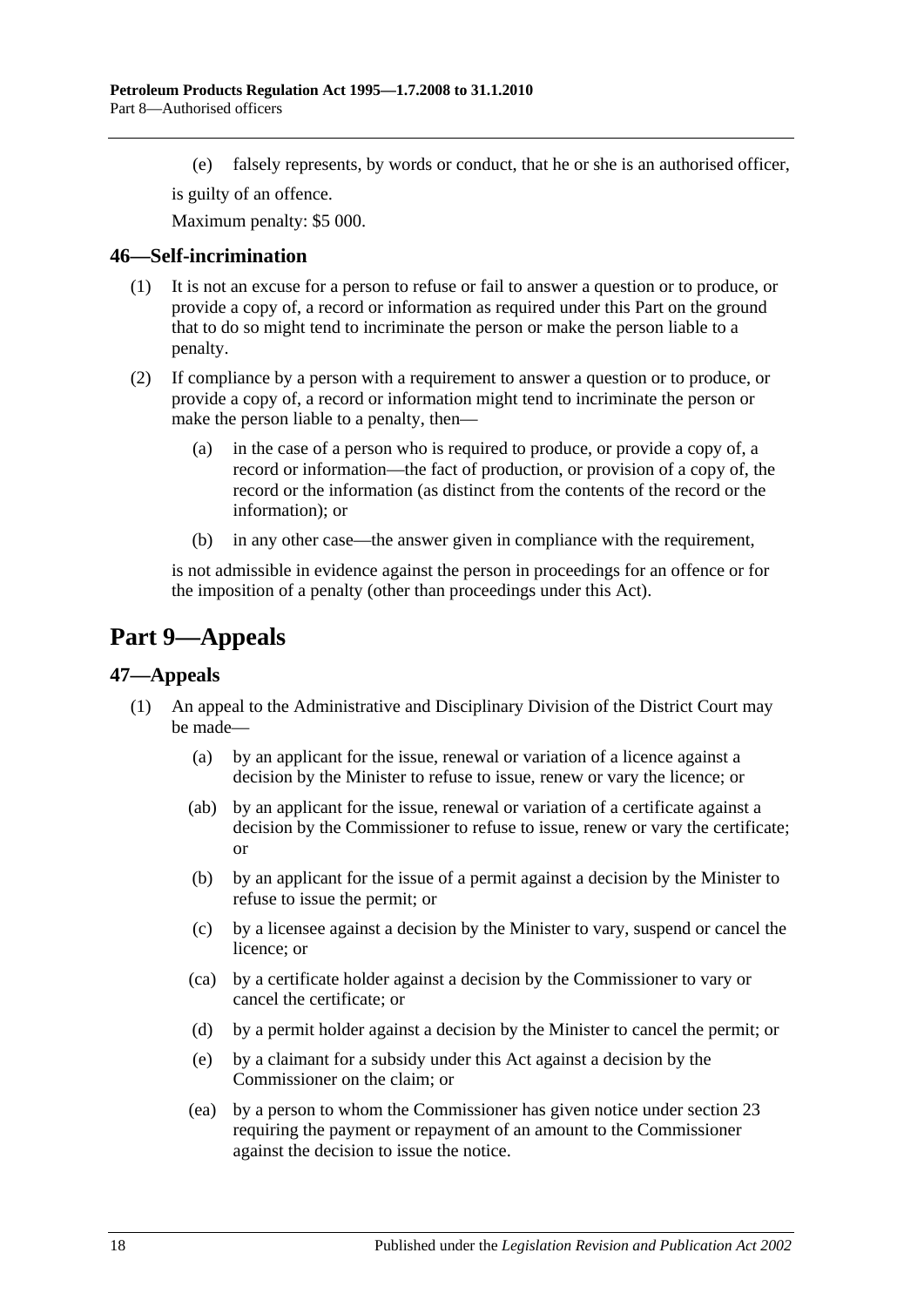(e) falsely represents, by words or conduct, that he or she is an authorised officer,

is guilty of an offence.

Maximum penalty: $5 000.

### 46—Self-incrimination

(1) It is not an excuse for a person to refuse or fail to answer a question or to produce, or provide a copy of, a record or information as required under this Part on the ground that to do so might tend to incriminate the person or make the person liable to a penalty.

(2) If compliance by a person with a requirement to answer a question or to produce, or provide a copy of, a record or information might tend to incriminate the person or make the person liable to a penalty, then—

(a) in the case of a person who is required to produce, or provide a copy of, a record or information—the fact of production, or provision of a copy of, the record or the information (as distinct from the contents of the record or the information); or

(b) in any other case—the answer given in compliance with the requirement,

is not admissible in evidence against the person in proceedings for an offence or for the imposition of a penalty (other than proceedings under this Act).

## Part 9—Appeals

### 47—Appeals

(1) An appeal to the Administrative and Disciplinary Division of the District Court may be made—

(a) by an applicant for the issue, renewal or variation of a licence against a decision by the Minister to refuse to issue, renew or vary the licence; or

(ab) by an applicant for the issue, renewal or variation of a certificate against a decision by the Commissioner to refuse to issue, renew or vary the certificate; or

(b) by an applicant for the issue of a permit against a decision by the Minister to refuse to issue the permit; or

(c) by a licensee against a decision by the Minister to vary, suspend or cancel the licence; or

(ca) by a certificate holder against a decision by the Commissioner to vary or cancel the certificate; or

(d) by a permit holder against a decision by the Minister to cancel the permit; or

(e) by a claimant for a subsidy under this Act against a decision by the Commissioner on the claim; or

(ea) by a person to whom the Commissioner has given notice under section 23 requiring the payment or repayment of an amount to the Commissioner against the decision to issue the notice.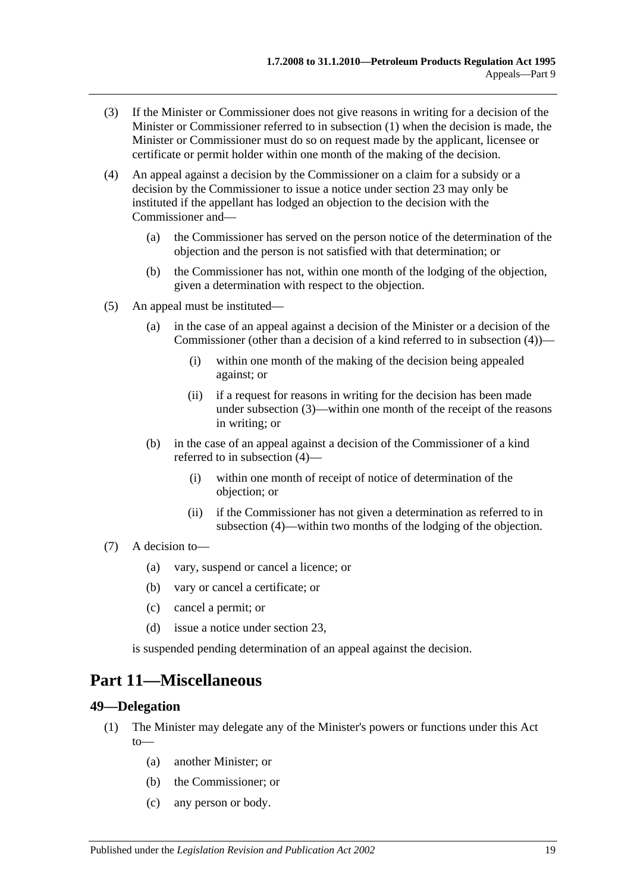(3) If the Minister or Commissioner does not give reasons in writing for a decision of the Minister or Commissioner referred to in subsection (1) when the decision is made, the Minister or Commissioner must do so on request made by the applicant, licensee or certificate or permit holder within one month of the making of the decision.

(4) An appeal against a decision by the Commissioner on a claim for a subsidy or a decision by the Commissioner to issue a notice under section 23 may only be instituted if the appellant has lodged an objection to the decision with the Commissioner and—

(a) the Commissioner has served on the person notice of the determination of the objection and the person is not satisfied with that determination; or

(b) the Commissioner has not, within one month of the lodging of the objection, given a determination with respect to the objection.

(5) An appeal must be instituted—

(a) in the case of an appeal against a decision of the Minister or a decision of the Commissioner (other than a decision of a kind referred to in subsection (4))—

(i) within one month of the making of the decision being appealed against; or

(ii) if a request for reasons in writing for the decision has been made under subsection (3)—within one month of the receipt of the reasons in writing; or

(b) in the case of an appeal against a decision of the Commissioner of a kind referred to in subsection (4)—

(i) within one month of receipt of notice of determination of the objection; or

(ii) if the Commissioner has not given a determination as referred to in subsection (4)—within two months of the lodging of the objection.

(7) A decision to—

(a) vary, suspend or cancel a licence; or

(b) vary or cancel a certificate; or

(c) cancel a permit; or

(d) issue a notice under section 23,

is suspended pending determination of an appeal against the decision.

# Part 11—Miscellaneous

## 49—Delegation

(1) The Minister may delegate any of the Minister's powers or functions under this Act to—

(a) another Minister; or

(b) the Commissioner; or

(c) any person or body.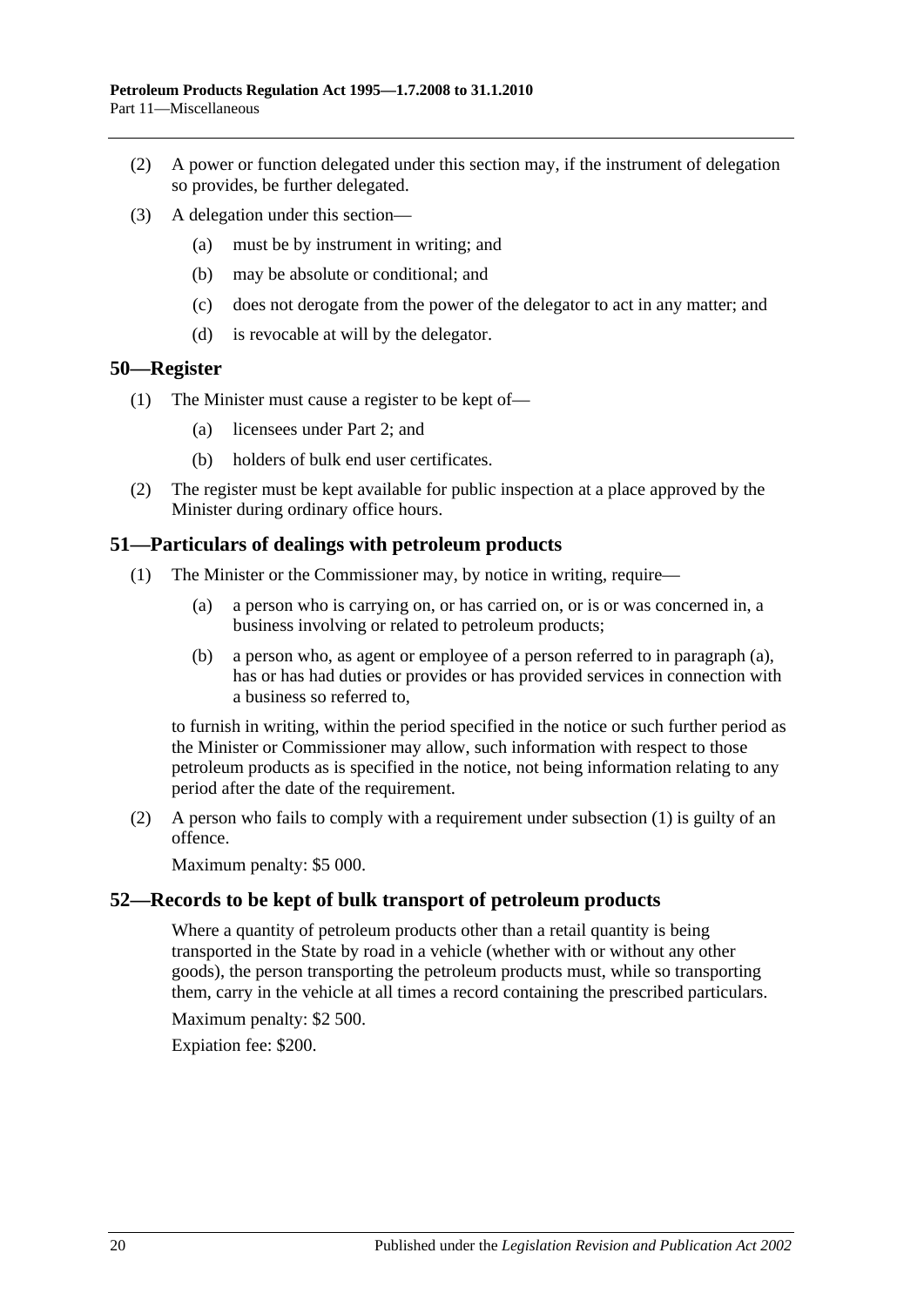(2) A power or function delegated under this section may, if the instrument of delegation so provides, be further delegated.

(3) A delegation under this section—

(a) must be by instrument in writing; and

(b) may be absolute or conditional; and

(c) does not derogate from the power of the delegator to act in any matter; and

(d) is revocable at will by the delegator.

## 50—Register

(1) The Minister must cause a register to be kept of—

(a) licensees under Part 2; and

(b) holders of bulk end user certificates.

(2) The register must be kept available for public inspection at a place approved by the Minister during ordinary office hours.

## 51—Particulars of dealings with petroleum products

(1) The Minister or the Commissioner may, by notice in writing, require—

(a) a person who is carrying on, or has carried on, or is or was concerned in, a business involving or related to petroleum products;

(b) a person who, as agent or employee of a person referred to in paragraph (a), has or has had duties or provides or has provided services in connection with a business so referred to,

to furnish in writing, within the period specified in the notice or such further period as the Minister or Commissioner may allow, such information with respect to those petroleum products as is specified in the notice, not being information relating to any period after the date of the requirement.

(2) A person who fails to comply with a requirement under subsection (1) is guilty of an offence.

Maximum penalty: $5 000.

## 52—Records to be kept of bulk transport of petroleum products

Where a quantity of petroleum products other than a retail quantity is being transported in the State by road in a vehicle (whether with or without any other goods), the person transporting the petroleum products must, while so transporting them, carry in the vehicle at all times a record containing the prescribed particulars.

Maximum penalty: $2 500.

Expiation fee: $200.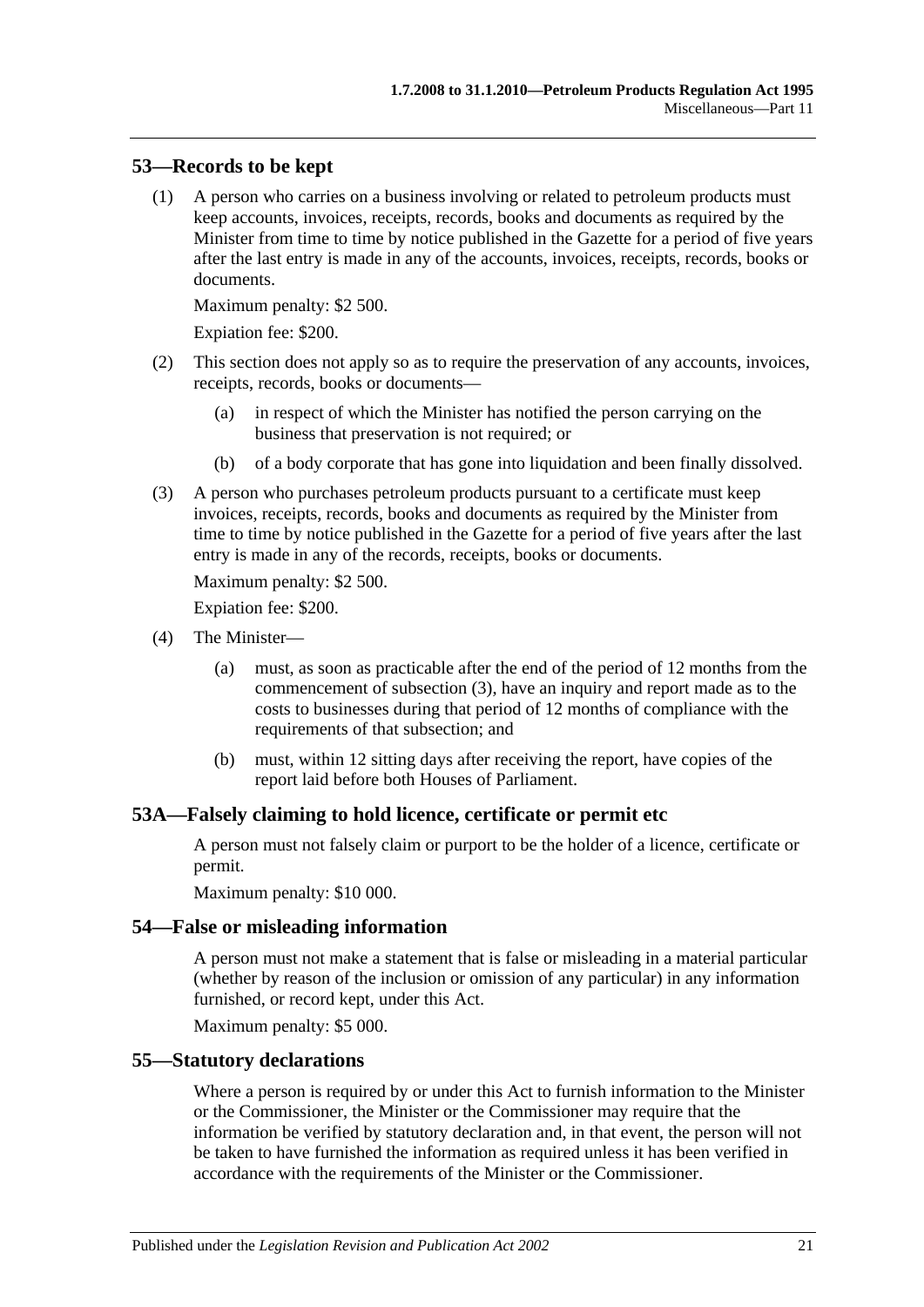## 53—Records to be kept

(1) A person who carries on a business involving or related to petroleum products must keep accounts, invoices, receipts, records, books and documents as required by the Minister from time to time by notice published in the Gazette for a period of five years after the last entry is made in any of the accounts, invoices, receipts, records, books or documents.

Maximum penalty: $2 500.

Expiation fee: $200.

(2) This section does not apply so as to require the preservation of any accounts, invoices, receipts, records, books or documents—

- (a) in respect of which the Minister has notified the person carrying on the business that preservation is not required; or
- (b) of a body corporate that has gone into liquidation and been finally dissolved.

(3) A person who purchases petroleum products pursuant to a certificate must keep invoices, receipts, records, books and documents as required by the Minister from time to time by notice published in the Gazette for a period of five years after the last entry is made in any of the records, receipts, books or documents.

Maximum penalty: $2 500.

Expiation fee: $200.

(4) The Minister—

- (a) must, as soon as practicable after the end of the period of 12 months from the commencement of subsection (3), have an inquiry and report made as to the costs to businesses during that period of 12 months of compliance with the requirements of that subsection; and
- (b) must, within 12 sitting days after receiving the report, have copies of the report laid before both Houses of Parliament.

## 53A—Falsely claiming to hold licence, certificate or permit etc

A person must not falsely claim or purport to be the holder of a licence, certificate or permit.

Maximum penalty: $10 000.

## 54—False or misleading information

A person must not make a statement that is false or misleading in a material particular (whether by reason of the inclusion or omission of any particular) in any information furnished, or record kept, under this Act.

Maximum penalty: $5 000.

## 55—Statutory declarations

Where a person is required by or under this Act to furnish information to the Minister or the Commissioner, the Minister or the Commissioner may require that the information be verified by statutory declaration and, in that event, the person will not be taken to have furnished the information as required unless it has been verified in accordance with the requirements of the Minister or the Commissioner.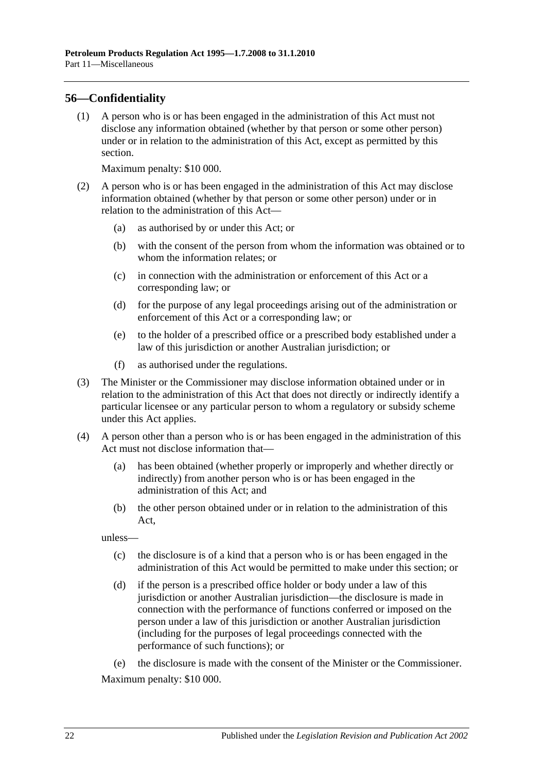## 56—Confidentiality

(1) A person who is or has been engaged in the administration of this Act must not disclose any information obtained (whether by that person or some other person) under or in relation to the administration of this Act, except as permitted by this section.

Maximum penalty: $10 000.

(2) A person who is or has been engaged in the administration of this Act may disclose information obtained (whether by that person or some other person) under or in relation to the administration of this Act—

- (a) as authorised by or under this Act; or
- (b) with the consent of the person from whom the information was obtained or to whom the information relates; or
- (c) in connection with the administration or enforcement of this Act or a corresponding law; or
- (d) for the purpose of any legal proceedings arising out of the administration or enforcement of this Act or a corresponding law; or
- (e) to the holder of a prescribed office or a prescribed body established under a law of this jurisdiction or another Australian jurisdiction; or
- (f) as authorised under the regulations.

(3) The Minister or the Commissioner may disclose information obtained under or in relation to the administration of this Act that does not directly or indirectly identify a particular licensee or any particular person to whom a regulatory or subsidy scheme under this Act applies.

(4) A person other than a person who is or has been engaged in the administration of this Act must not disclose information that—

- (a) has been obtained (whether properly or improperly and whether directly or indirectly) from another person who is or has been engaged in the administration of this Act; and
- (b) the other person obtained under or in relation to the administration of this Act,

unless—

- (c) the disclosure is of a kind that a person who is or has been engaged in the administration of this Act would be permitted to make under this section; or
- (d) if the person is a prescribed office holder or body under a law of this jurisdiction or another Australian jurisdiction—the disclosure is made in connection with the performance of functions conferred or imposed on the person under a law of this jurisdiction or another Australian jurisdiction (including for the purposes of legal proceedings connected with the performance of such functions); or
- (e) the disclosure is made with the consent of the Minister or the Commissioner.

Maximum penalty: $10 000.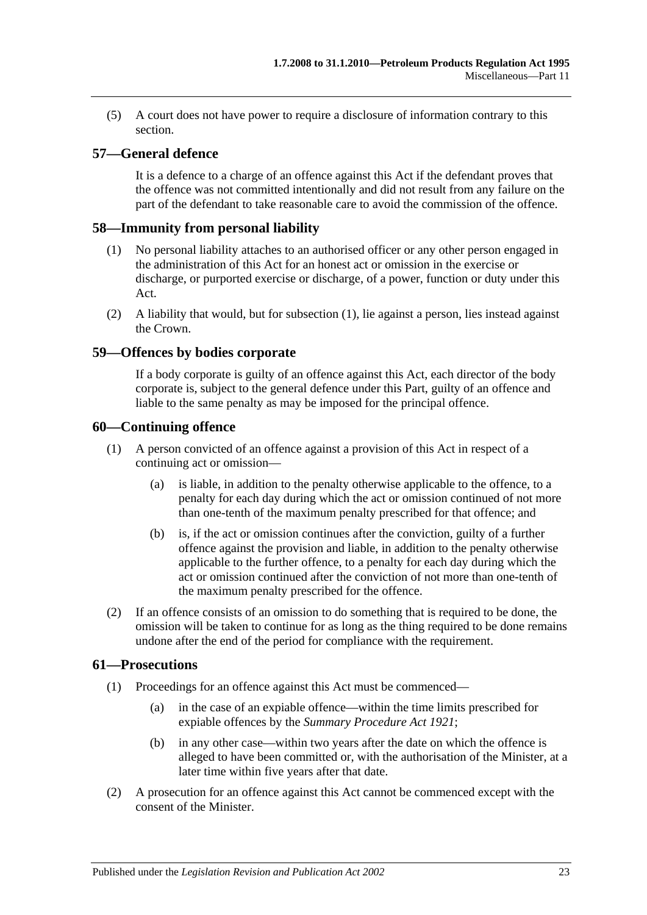(5) A court does not have power to require a disclosure of information contrary to this section.

## 57—General defence

It is a defence to a charge of an offence against this Act if the defendant proves that the offence was not committed intentionally and did not result from any failure on the part of the defendant to take reasonable care to avoid the commission of the offence.

## 58—Immunity from personal liability

(1) No personal liability attaches to an authorised officer or any other person engaged in the administration of this Act for an honest act or omission in the exercise or discharge, or purported exercise or discharge, of a power, function or duty under this Act.

(2) A liability that would, but for subsection (1), lie against a person, lies instead against the Crown.

## 59—Offences by bodies corporate

If a body corporate is guilty of an offence against this Act, each director of the body corporate is, subject to the general defence under this Part, guilty of an offence and liable to the same penalty as may be imposed for the principal offence.

## 60—Continuing offence

(1) A person convicted of an offence against a provision of this Act in respect of a continuing act or omission—

  (a) is liable, in addition to the penalty otherwise applicable to the offence, to a penalty for each day during which the act or omission continued of not more than one-tenth of the maximum penalty prescribed for that offence; and

  (b) is, if the act or omission continues after the conviction, guilty of a further offence against the provision and liable, in addition to the penalty otherwise applicable to the further offence, to a penalty for each day during which the act or omission continued after the conviction of not more than one-tenth of the maximum penalty prescribed for the offence.

(2) If an offence consists of an omission to do something that is required to be done, the omission will be taken to continue for as long as the thing required to be done remains undone after the end of the period for compliance with the requirement.

## 61—Prosecutions

(1) Proceedings for an offence against this Act must be commenced—

  (a) in the case of an expiable offence—within the time limits prescribed for expiable offences by the *Summary Procedure Act 1921*;

  (b) in any other case—within two years after the date on which the offence is alleged to have been committed or, with the authorisation of the Minister, at a later time within five years after that date.

(2) A prosecution for an offence against this Act cannot be commenced except with the consent of the Minister.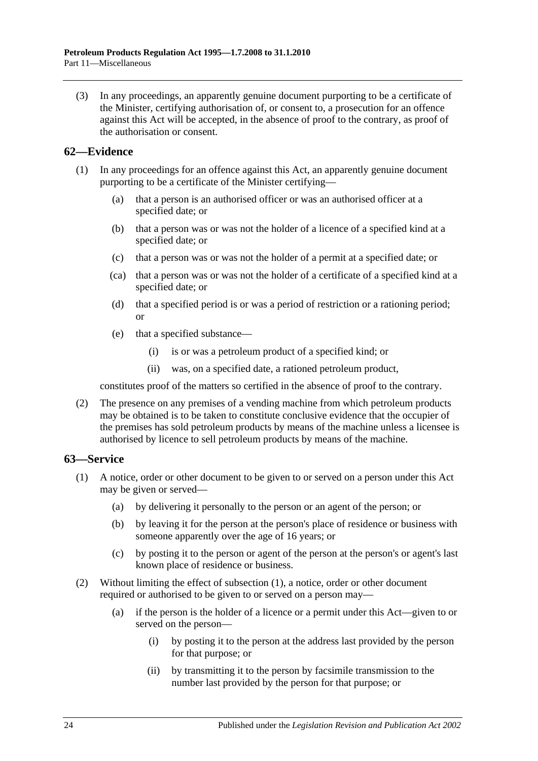(3) In any proceedings, an apparently genuine document purporting to be a certificate of the Minister, certifying authorisation of, or consent to, a prosecution for an offence against this Act will be accepted, in the absence of proof to the contrary, as proof of the authorisation or consent.

## 62—Evidence

(1) In any proceedings for an offence against this Act, an apparently genuine document purporting to be a certificate of the Minister certifying—

   (a) that a person is an authorised officer or was an authorised officer at a specified date; or

   (b) that a person was or was not the holder of a licence of a specified kind at a specified date; or

   (c) that a person was or was not the holder of a permit at a specified date; or

   (ca) that a person was or was not the holder of a certificate of a specified kind at a specified date; or

   (d) that a specified period is or was a period of restriction or a rationing period; or

   (e) that a specified substance—

      (i) is or was a petroleum product of a specified kind; or

      (ii) was, on a specified date, a rationed petroleum product,

constitutes proof of the matters so certified in the absence of proof to the contrary.

(2) The presence on any premises of a vending machine from which petroleum products may be obtained is to be taken to constitute conclusive evidence that the occupier of the premises has sold petroleum products by means of the machine unless a licensee is authorised by licence to sell petroleum products by means of the machine.

## 63—Service

(1) A notice, order or other document to be given to or served on a person under this Act may be given or served—

   (a) by delivering it personally to the person or an agent of the person; or

   (b) by leaving it for the person at the person's place of residence or business with someone apparently over the age of 16 years; or

   (c) by posting it to the person or agent of the person at the person's or agent's last known place of residence or business.

(2) Without limiting the effect of subsection (1), a notice, order or other document required or authorised to be given to or served on a person may—

   (a) if the person is the holder of a licence or a permit under this Act—given to or served on the person—

      (i) by posting it to the person at the address last provided by the person for that purpose; or

      (ii) by transmitting it to the person by facsimile transmission to the number last provided by the person for that purpose; or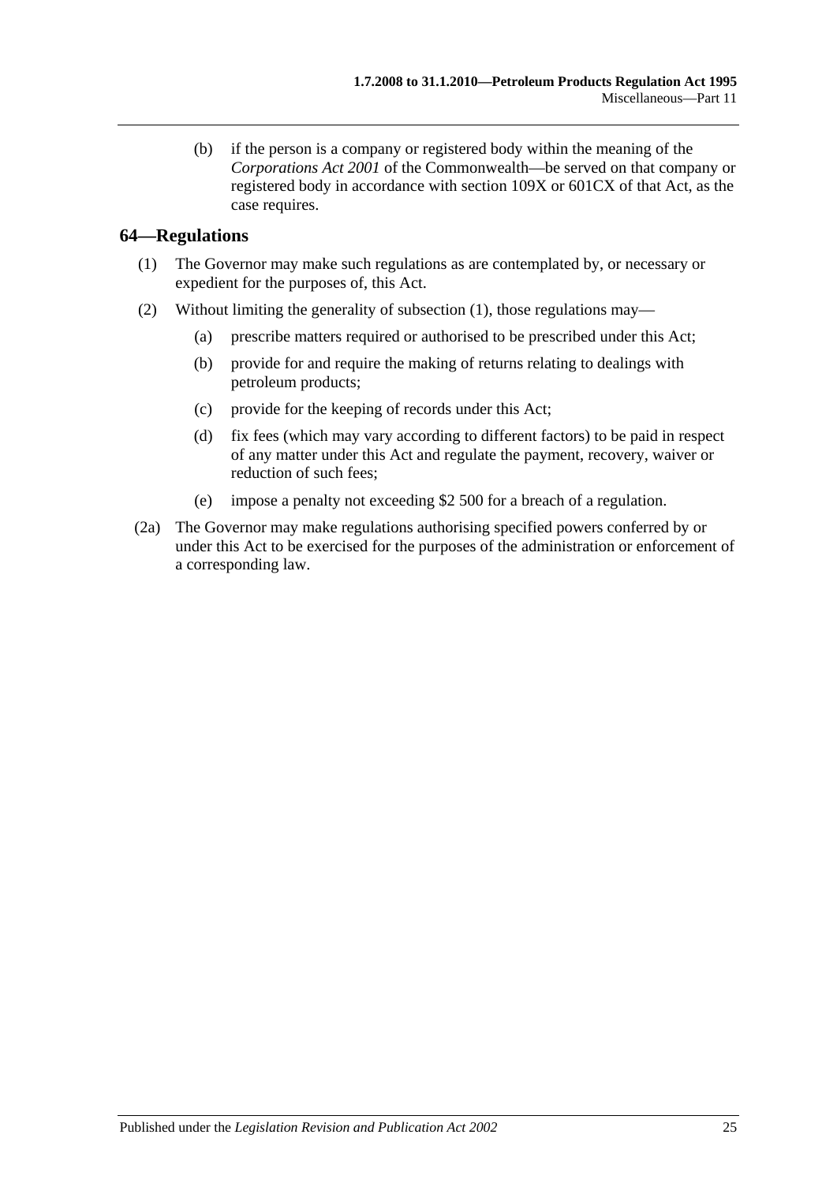(b) if the person is a company or registered body within the meaning of the *Corporations Act 2001* of the Commonwealth—be served on that company or registered body in accordance with section 109X or 601CX of that Act, as the case requires.

## 64—Regulations

(1) The Governor may make such regulations as are contemplated by, or necessary or expedient for the purposes of, this Act.

(2) Without limiting the generality of subsection (1), those regulations may—

(a) prescribe matters required or authorised to be prescribed under this Act;

(b) provide for and require the making of returns relating to dealings with petroleum products;

(c) provide for the keeping of records under this Act;

(d) fix fees (which may vary according to different factors) to be paid in respect of any matter under this Act and regulate the payment, recovery, waiver or reduction of such fees;

(e) impose a penalty not exceeding $2 500 for a breach of a regulation.

(2a) The Governor may make regulations authorising specified powers conferred by or under this Act to be exercised for the purposes of the administration or enforcement of a corresponding law.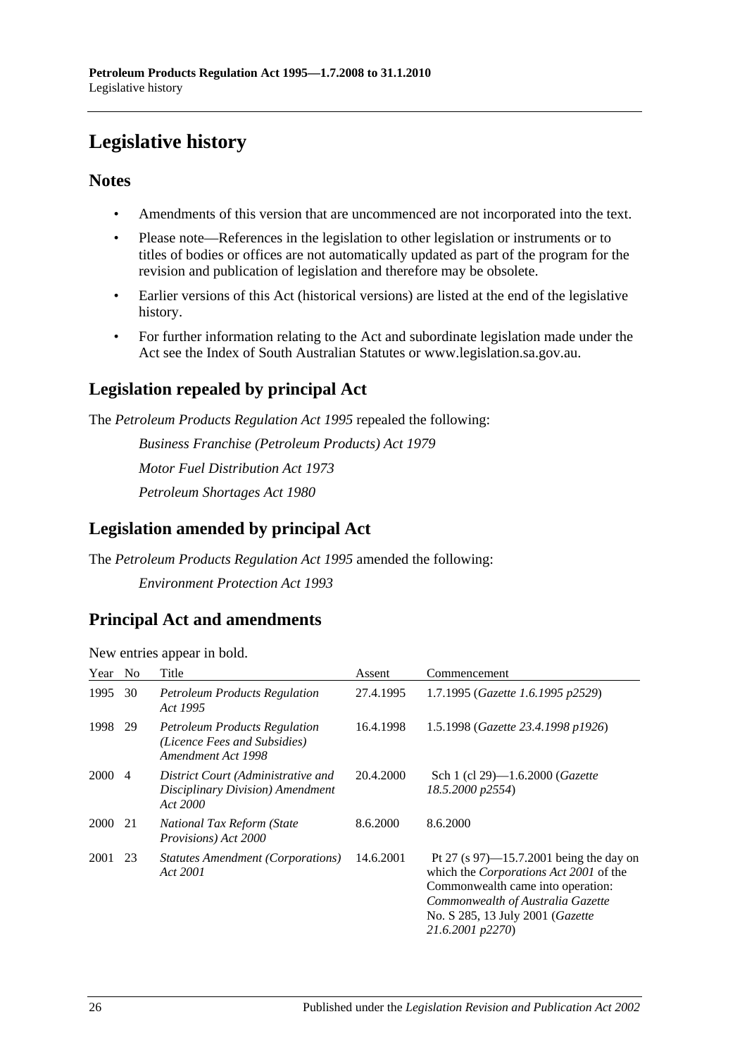# Legislative history

## Notes

- Amendments of this version that are uncommenced are not incorporated into the text.
- Please note—References in the legislation to other legislation or instruments or to titles of bodies or offices are not automatically updated as part of the program for the revision and publication of legislation and therefore may be obsolete.
- Earlier versions of this Act (historical versions) are listed at the end of the legislative history.
- For further information relating to the Act and subordinate legislation made under the Act see the Index of South Australian Statutes or www.legislation.sa.gov.au.

## Legislation repealed by principal Act

The *Petroleum Products Regulation Act 1995* repealed the following:

*Business Franchise (Petroleum Products) Act 1979*

*Motor Fuel Distribution Act 1973*

*Petroleum Shortages Act 1980*

## Legislation amended by principal Act

The *Petroleum Products Regulation Act 1995* amended the following:

*Environment Protection Act 1993*

## Principal Act and amendments

New entries appear in bold.

| Year | No | Title | Assent | Commencement |
|---|---|---|---|---|
| 1995 | 30 | *Petroleum Products Regulation Act 1995* | 27.4.1995 | 1.7.1995 (*Gazette 1.6.1995 p2529*) |
| 1998 | 29 | *Petroleum Products Regulation (Licence Fees and Subsidies) Amendment Act 1998* | 16.4.1998 | 1.5.1998 (*Gazette 23.4.1998 p1926*) |
| 2000 | 4 | *District Court (Administrative and Disciplinary Division) Amendment Act 2000* | 20.4.2000 | Sch 1 (cl 29)—1.6.2000 (*Gazette 18.5.2000 p2554*) |
| 2000 | 21 | *National Tax Reform (State Provisions) Act 2000* | 8.6.2000 | 8.6.2000 |
| 2001 | 23 | *Statutes Amendment (Corporations) Act 2001* | 14.6.2001 | Pt 27 (s 97)—15.7.2001 being the day on which the *Corporations Act 2001* of the Commonwealth came into operation: *Commonwealth of Australia Gazette* No. S 285, 13 July 2001 (*Gazette 21.6.2001 p2270*) |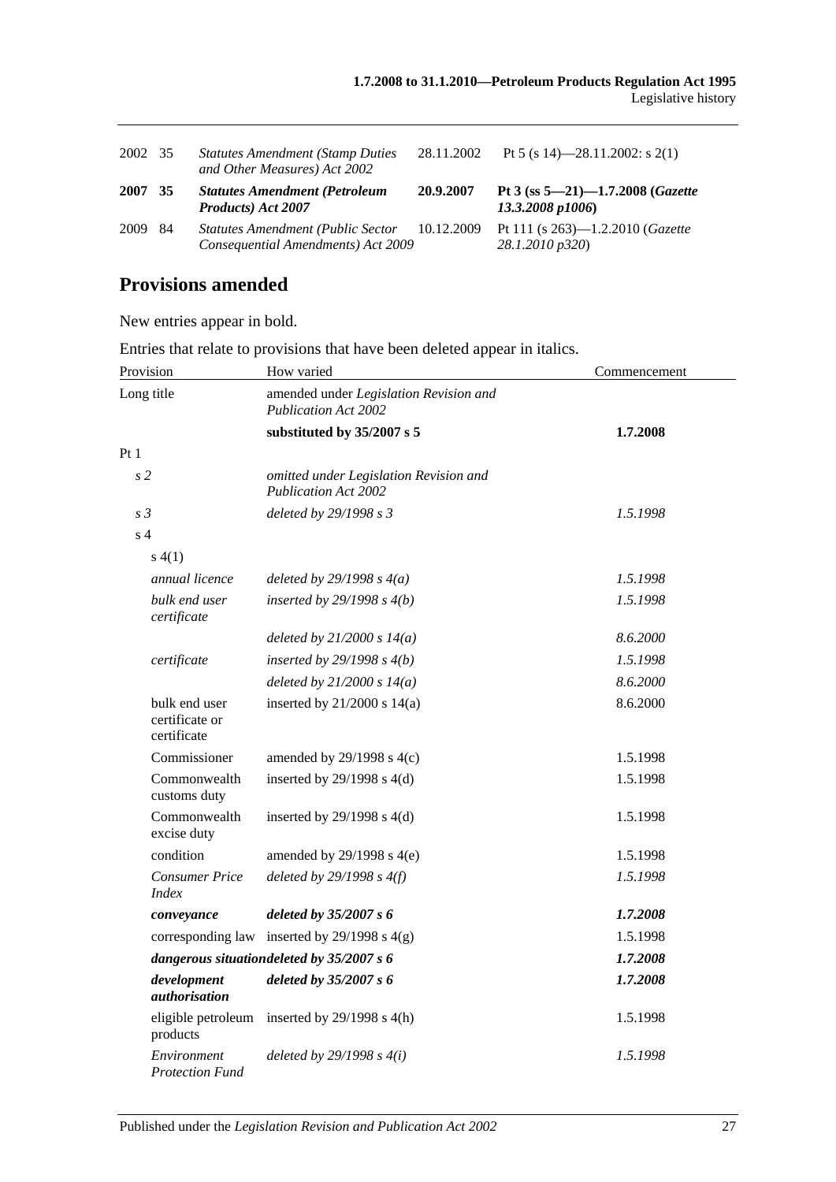| | | | | |
|---|---|---|---|---|
| 2002 | 35 | *Statutes Amendment (Stamp Duties and Other Measures) Act 2002* | 28.11.2002 | Pt 5 (s 14)—28.11.2002: s 2(1) |
| **2007** | **35** | ***Statutes Amendment (Petroleum Products) Act 2007*** | **20.9.2007** | **Pt 3 (ss 5—21)—1.7.2008 (*Gazette 13.3.2008 p1006*)** |
| 2009 | 84 | *Statutes Amendment (Public Sector Consequential Amendments) Act 2009* | 10.12.2009 | Pt 111 (s 263)—1.2.2010 (*Gazette 28.1.2010 p320*) |

## Provisions amended

New entries appear in bold.

Entries that relate to provisions that have been deleted appear in italics.

| Provision | How varied | Commencement |
|---|---|---|
| Long title | amended under *Legislation Revision and Publication Act 2002* | |
| | **substituted by 35/2007 s 5** | **1.7.2008** |
| Pt 1 | | |
| *s 2* | *omitted under Legislation Revision and Publication Act 2002* | |
| *s 3* | *deleted by 29/1998 s 3* | *1.5.1998* |
| s 4 | | |
| s 4(1) | | |
| *annual licence* | *deleted by 29/1998 s 4(a)* | *1.5.1998* |
| *bulk end user certificate* | *inserted by 29/1998 s 4(b)* | *1.5.1998* |
| | *deleted by 21/2000 s 14(a)* | *8.6.2000* |
| *certificate* | *inserted by 29/1998 s 4(b)* | *1.5.1998* |
| | *deleted by 21/2000 s 14(a)* | *8.6.2000* |
| bulk end user certificate or certificate | inserted by 21/2000 s 14(a) | 8.6.2000 |
| Commissioner | amended by 29/1998 s 4(c) | 1.5.1998 |
| Commonwealth customs duty | inserted by 29/1998 s 4(d) | 1.5.1998 |
| Commonwealth excise duty | inserted by 29/1998 s 4(d) | 1.5.1998 |
| condition | amended by 29/1998 s 4(e) | 1.5.1998 |
| *Consumer Price Index* | *deleted by 29/1998 s 4(f)* | *1.5.1998* |
| ***conveyance*** | ***deleted by 35/2007 s 6*** | ***1.7.2008*** |
| corresponding law | inserted by 29/1998 s 4(g) | 1.5.1998 |
| ***dangerous situation*** | ***deleted by 35/2007 s 6*** | ***1.7.2008*** |
| ***development authorisation*** | ***deleted by 35/2007 s 6*** | ***1.7.2008*** |
| eligible petroleum products | inserted by 29/1998 s 4(h) | 1.5.1998 |
| *Environment Protection Fund* | *deleted by 29/1998 s 4(i)* | *1.5.1998* |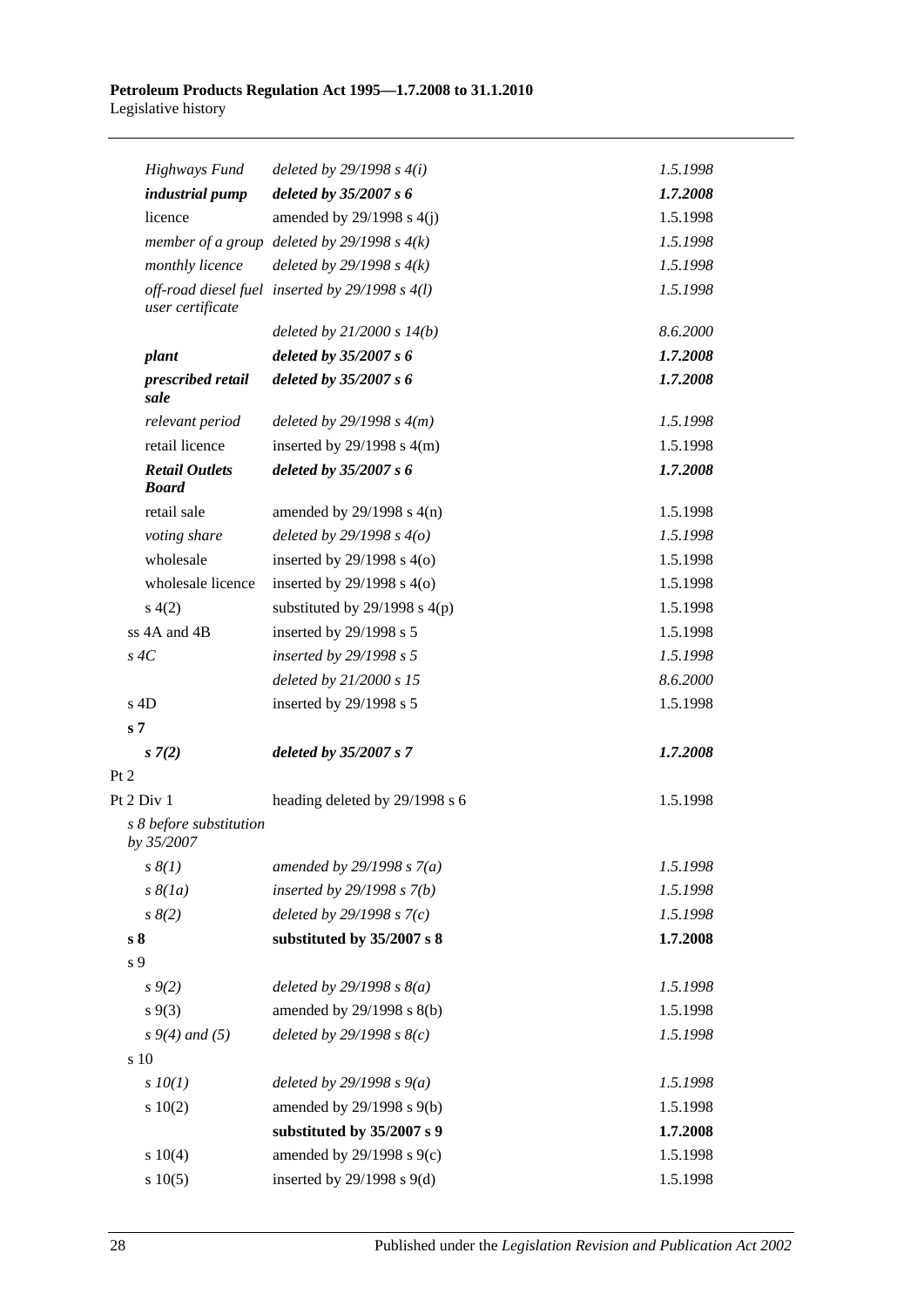| | | |
|---|---|---|
| *Highways Fund* | *deleted by 29/1998 s 4(i)* | *1.5.1998* |
| ***industrial pump*** | ***deleted by 35/2007 s 6*** | ***1.7.2008*** |
| licence | amended by 29/1998 s 4(j) | 1.5.1998 |
| *member of a group* | *deleted by 29/1998 s 4(k)* | *1.5.1998* |
| *monthly licence* | *deleted by 29/1998 s 4(k)* | *1.5.1998* |
| *off-road diesel fuel user certificate* | *inserted by 29/1998 s 4(l)* | *1.5.1998* |
| | *deleted by 21/2000 s 14(b)* | *8.6.2000* |
| ***plant*** | ***deleted by 35/2007 s 6*** | ***1.7.2008*** |
| ***prescribed retail sale*** | ***deleted by 35/2007 s 6*** | ***1.7.2008*** |
| *relevant period* | *deleted by 29/1998 s 4(m)* | *1.5.1998* |
| retail licence | inserted by 29/1998 s 4(m) | 1.5.1998 |
| ***Retail Outlets Board*** | ***deleted by 35/2007 s 6*** | ***1.7.2008*** |
| retail sale | amended by 29/1998 s 4(n) | 1.5.1998 |
| *voting share* | *deleted by 29/1998 s 4(o)* | *1.5.1998* |
| wholesale | inserted by 29/1998 s 4(o) | 1.5.1998 |
| wholesale licence | inserted by 29/1998 s 4(o) | 1.5.1998 |
| s 4(2) | substituted by 29/1998 s 4(p) | 1.5.1998 |
| ss 4A and 4B | inserted by 29/1998 s 5 | 1.5.1998 |
| *s 4C* | *inserted by 29/1998 s 5* | *1.5.1998* |
| | *deleted by 21/2000 s 15* | *8.6.2000* |
| s 4D | inserted by 29/1998 s 5 | 1.5.1998 |
| **s 7** | | |
| ***s 7(2)*** | ***deleted by 35/2007 s 7*** | ***1.7.2008*** |
| Pt 2 | | |
| Pt 2 Div 1 | heading deleted by 29/1998 s 6 | 1.5.1998 |
| *s 8 before substitution by 35/2007* | | |
| *s 8(1)* | *amended by 29/1998 s 7(a)* | *1.5.1998* |
| *s 8(1a)* | *inserted by 29/1998 s 7(b)* | *1.5.1998* |
| *s 8(2)* | *deleted by 29/1998 s 7(c)* | *1.5.1998* |
| **s 8** | **substituted by 35/2007 s 8** | **1.7.2008** |
| s 9 | | |
| *s 9(2)* | *deleted by 29/1998 s 8(a)* | *1.5.1998* |
| s 9(3) | amended by 29/1998 s 8(b) | 1.5.1998 |
| *s 9(4) and (5)* | *deleted by 29/1998 s 8(c)* | *1.5.1998* |
| s 10 | | |
| *s 10(1)* | *deleted by 29/1998 s 9(a)* | *1.5.1998* |
| s 10(2) | amended by 29/1998 s 9(b) | 1.5.1998 |
| | **substituted by 35/2007 s 9** | **1.7.2008** |
| s 10(4) | amended by 29/1998 s 9(c) | 1.5.1998 |
| s 10(5) | inserted by 29/1998 s 9(d) | 1.5.1998 |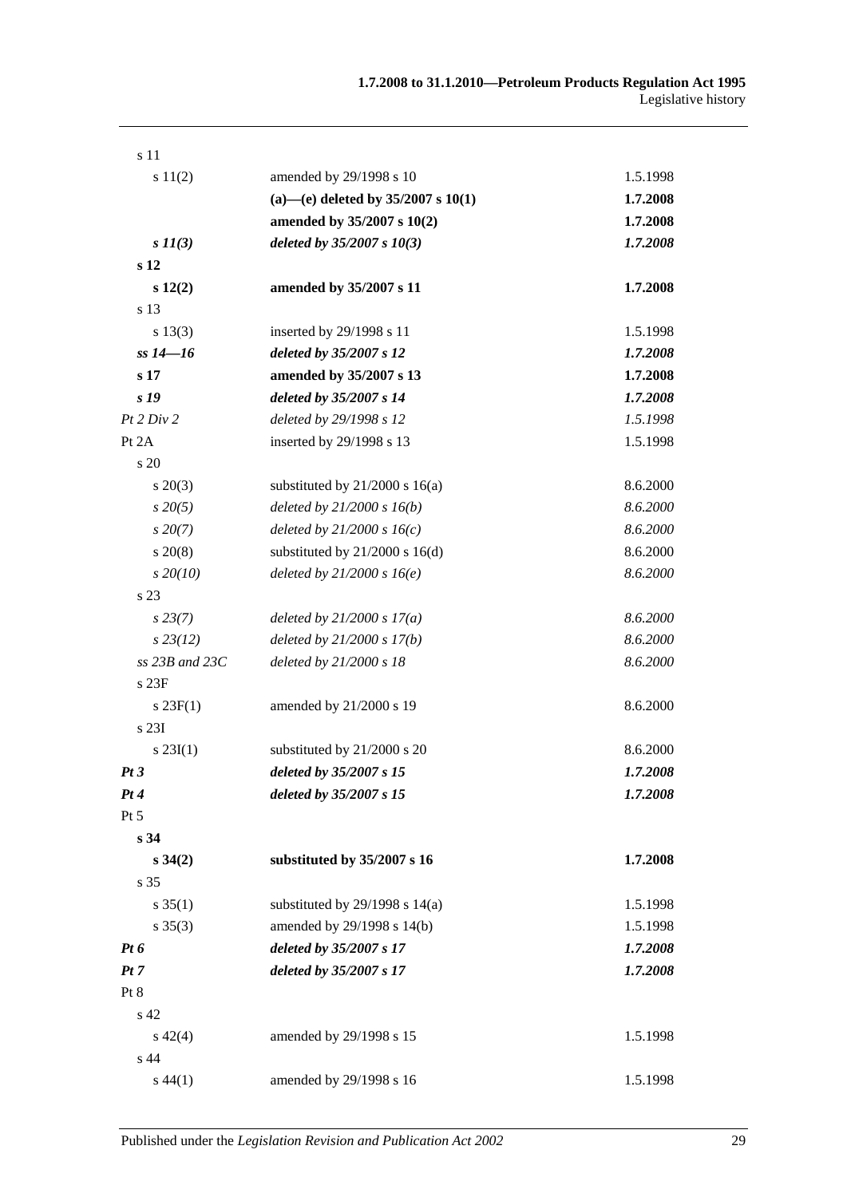| Provision | How varied | Commencement |
|---|---|---|
| s 11 | | |
| s 11(2) | amended by 29/1998 s 10 | 1.5.1998 |
| | **(a)—(e) deleted by 35/2007 s 10(1)** | **1.7.2008** |
| | **amended by 35/2007 s 10(2)** | **1.7.2008** |
| ***s 11(3)*** | ***deleted by 35/2007 s 10(3)*** | ***1.7.2008*** |
| **s 12** | | |
| **s 12(2)** | **amended by 35/2007 s 11** | **1.7.2008** |
| s 13 | | |
| s 13(3) | inserted by 29/1998 s 11 | 1.5.1998 |
| ***ss 14—16*** | ***deleted by 35/2007 s 12*** | ***1.7.2008*** |
| **s 17** | **amended by 35/2007 s 13** | **1.7.2008** |
| ***s 19*** | ***deleted by 35/2007 s 14*** | ***1.7.2008*** |
| *Pt 2 Div 2* | *deleted by 29/1998 s 12* | *1.5.1998* |
| Pt 2A | inserted by 29/1998 s 13 | 1.5.1998 |
| s 20 | | |
| s 20(3) | substituted by 21/2000 s 16(a) | 8.6.2000 |
| *s 20(5)* | *deleted by 21/2000 s 16(b)* | *8.6.2000* |
| *s 20(7)* | *deleted by 21/2000 s 16(c)* | *8.6.2000* |
| s 20(8) | substituted by 21/2000 s 16(d) | 8.6.2000 |
| *s 20(10)* | *deleted by 21/2000 s 16(e)* | *8.6.2000* |
| s 23 | | |
| *s 23(7)* | *deleted by 21/2000 s 17(a)* | *8.6.2000* |
| *s 23(12)* | *deleted by 21/2000 s 17(b)* | *8.6.2000* |
| *ss 23B and 23C* | *deleted by 21/2000 s 18* | *8.6.2000* |
| s 23F | | |
| s 23F(1) | amended by 21/2000 s 19 | 8.6.2000 |
| s 23I | | |
| s 23I(1) | substituted by 21/2000 s 20 | 8.6.2000 |
| ***Pt 3*** | ***deleted by 35/2007 s 15*** | ***1.7.2008*** |
| ***Pt 4*** | ***deleted by 35/2007 s 15*** | ***1.7.2008*** |
| Pt 5 | | |
| **s 34** | | |
| **s 34(2)** | **substituted by 35/2007 s 16** | **1.7.2008** |
| s 35 | | |
| s 35(1) | substituted by 29/1998 s 14(a) | 1.5.1998 |
| s 35(3) | amended by 29/1998 s 14(b) | 1.5.1998 |
| ***Pt 6*** | ***deleted by 35/2007 s 17*** | ***1.7.2008*** |
| ***Pt 7*** | ***deleted by 35/2007 s 17*** | ***1.7.2008*** |
| Pt 8 | | |
| s 42 | | |
| s 42(4) | amended by 29/1998 s 15 | 1.5.1998 |
| s 44 | | |
| s 44(1) | amended by 29/1998 s 16 | 1.5.1998 |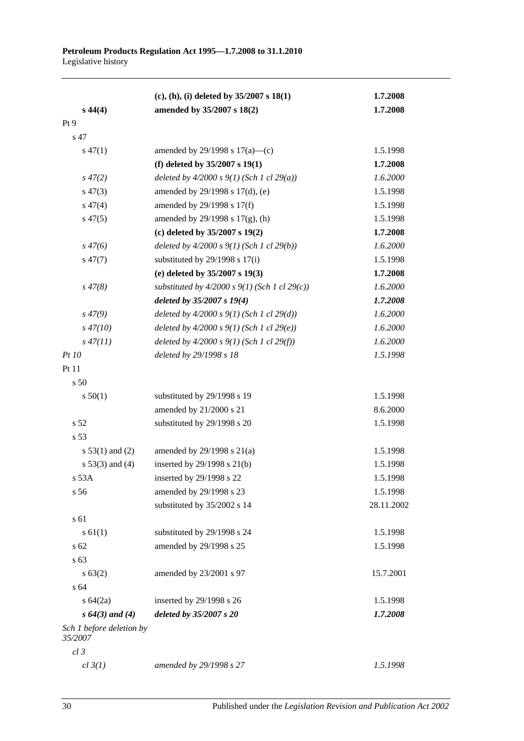| | | |
|---|---|---|
| | **(c), (h), (i) deleted by 35/2007 s 18(1)** | **1.7.2008** |
| **s 44(4)** | **amended by 35/2007 s 18(2)** | **1.7.2008** |
| Pt 9 | | |
| s 47 | | |
| s 47(1) | amended by 29/1998 s 17(a)—(c) | 1.5.1998 |
| | **(f) deleted by 35/2007 s 19(1)** | **1.7.2008** |
| *s 47(2)* | *deleted by 4/2000 s 9(1) (Sch 1 cl 29(a))* | *1.6.2000* |
| s 47(3) | amended by 29/1998 s 17(d), (e) | 1.5.1998 |
| s 47(4) | amended by 29/1998 s 17(f) | 1.5.1998 |
| s 47(5) | amended by 29/1998 s 17(g), (h) | 1.5.1998 |
| | **(c) deleted by 35/2007 s 19(2)** | **1.7.2008** |
| *s 47(6)* | *deleted by 4/2000 s 9(1) (Sch 1 cl 29(b))* | *1.6.2000* |
| s 47(7) | substituted by 29/1998 s 17(i) | 1.5.1998 |
| | **(e) deleted by 35/2007 s 19(3)** | **1.7.2008** |
| *s 47(8)* | *substituted by 4/2000 s 9(1) (Sch 1 cl 29(c))* | *1.6.2000* |
| | ***deleted by 35/2007 s 19(4)*** | ***1.7.2008*** |
| *s 47(9)* | *deleted by 4/2000 s 9(1) (Sch 1 cl 29(d))* | *1.6.2000* |
| *s 47(10)* | *deleted by 4/2000 s 9(1) (Sch 1 cl 29(e))* | *1.6.2000* |
| *s 47(11)* | *deleted by 4/2000 s 9(1) (Sch 1 cl 29(f))* | *1.6.2000* |
| *Pt 10* | *deleted by 29/1998 s 18* | *1.5.1998* |
| Pt 11 | | |
| s 50 | | |
| s 50(1) | substituted by 29/1998 s 19 | 1.5.1998 |
| | amended by 21/2000 s 21 | 8.6.2000 |
| s 52 | substituted by 29/1998 s 20 | 1.5.1998 |
| s 53 | | |
| s 53(1) and (2) | amended by 29/1998 s 21(a) | 1.5.1998 |
| s 53(3) and (4) | inserted by 29/1998 s 21(b) | 1.5.1998 |
| s 53A | inserted by 29/1998 s 22 | 1.5.1998 |
| s 56 | amended by 29/1998 s 23 | 1.5.1998 |
| | substituted by 35/2002 s 14 | 28.11.2002 |
| s 61 | | |
| s 61(1) | substituted by 29/1998 s 24 | 1.5.1998 |
| s 62 | amended by 29/1998 s 25 | 1.5.1998 |
| s 63 | | |
| s 63(2) | amended by 23/2001 s 97 | 15.7.2001 |
| s 64 | | |
| s 64(2a) | inserted by 29/1998 s 26 | 1.5.1998 |
| ***s 64(3) and (4)*** | ***deleted by 35/2007 s 20*** | ***1.7.2008*** |
| *Sch 1 before deletion by 35/2007* | | |
| *cl 3* | | |
| *cl 3(1)* | *amended by 29/1998 s 27* | *1.5.1998* |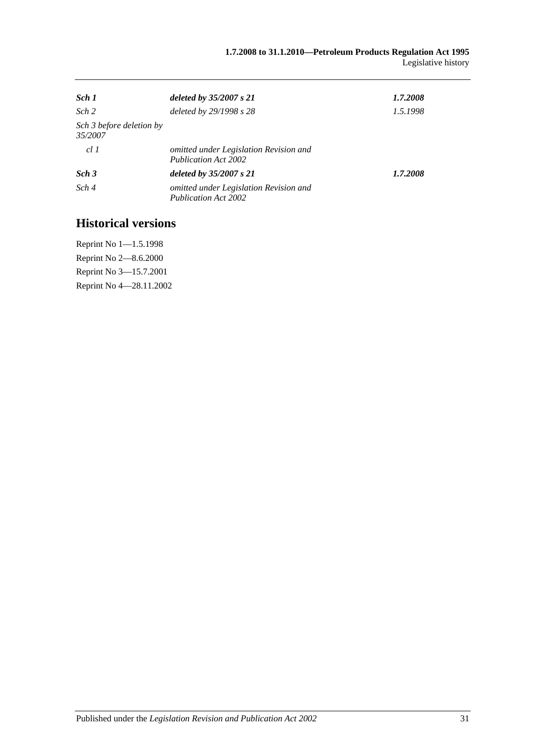| | | |
|---|---|---|
| ***Sch 1*** | ***deleted by 35/2007 s 21*** | ***1.7.2008*** |
| *Sch 2* | *deleted by 29/1998 s 28* | *1.5.1998* |
| *Sch 3 before deletion by 35/2007* | | |
| *cl 1* | *omitted under Legislation Revision and Publication Act 2002* | |
| ***Sch 3*** | ***deleted by 35/2007 s 21*** | ***1.7.2008*** |
| *Sch 4* | *omitted under Legislation Revision and Publication Act 2002* | |

## Historical versions

Reprint No 1—1.5.1998

Reprint No 2—8.6.2000

Reprint No 3—15.7.2001

Reprint No 4—28.11.2002